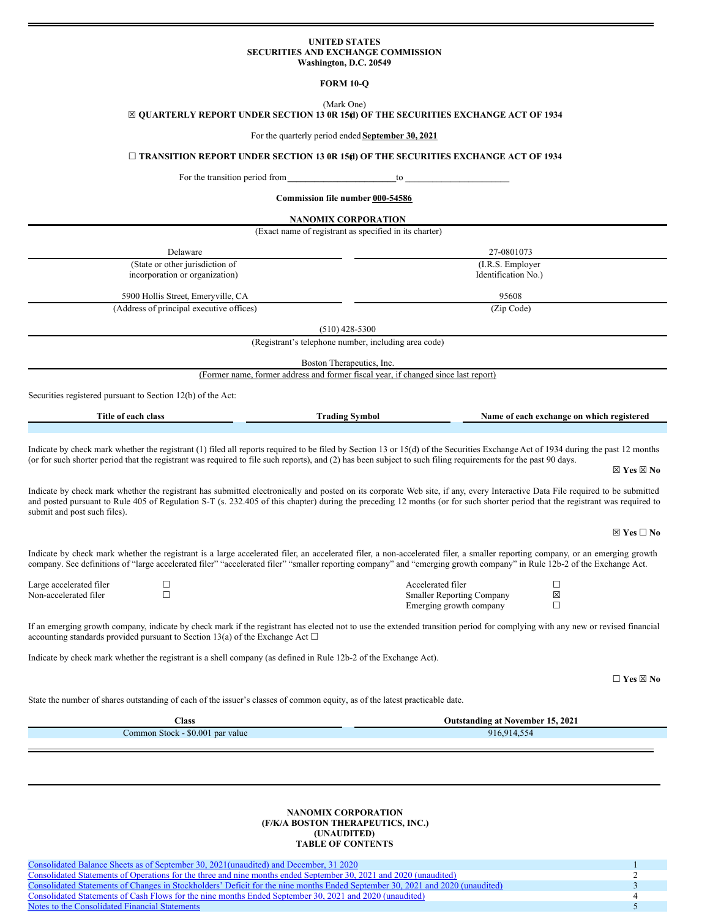**UNITED STATES**
**SECURITIES AND EXCHANGE COMMISSION**
**Washington, D.C. 20549**

**FORM 10-Q**

(Mark One)

☒ **QUARTERLY REPORT UNDER SECTION 13 0R 15(d) OF THE SECURITIES EXCHANGE ACT OF 1934**

For the quarterly period ended **September 30, 2021**

☐ **TRANSITION REPORT UNDER SECTION 13 0R 15(d) OF THE SECURITIES EXCHANGE ACT OF 1934**

For the transition period from \_\_\_\_\_\_\_\_\_\_\_\_\_\_\_\_\_\_\_\_\_\_\_ to \_\_\_\_\_\_\_\_\_\_\_\_\_\_\_\_\_\_\_\_\_\_\_

**Commission file number 000-54586**

**NANOMIX CORPORATION**

(Exact name of registrant as specified in its charter)

| Delaware | 27-0801073 |
|---|---|
| (State or other jurisdiction of incorporation or organization) | (I.R.S. Employer Identification No.) |
| 5900 Hollis Street, Emeryville, CA | 95608 |
| (Address of principal executive offices) | (Zip Code) |

(510) 428-5300

(Registrant's telephone number, including area code)

Boston Therapeutics, Inc.

(Former name, former address and former fiscal year, if changed since last report)

Securities registered pursuant to Section 12(b) of the Act:

| Title of each class | Trading Symbol | Name of each exchange on which registered |
|---|---|---|
| | | |

Indicate by check mark whether the registrant (1) filed all reports required to be filed by Section 13 or 15(d) of the Securities Exchange Act of 1934 during the past 12 months (or for such shorter period that the registrant was required to file such reports), and (2) has been subject to such filing requirements for the past 90 days.

☒ **Yes** ☒ **No**

Indicate by check mark whether the registrant has submitted electronically and posted on its corporate Web site, if any, every Interactive Data File required to be submitted and posted pursuant to Rule 405 of Regulation S-T (s. 232.405 of this chapter) during the preceding 12 months (or for such shorter period that the registrant was required to submit and post such files).

☒ **Yes** ☐ **No**

Indicate by check mark whether the registrant is a large accelerated filer, an accelerated filer, a non-accelerated filer, a smaller reporting company, or an emerging growth company. See definitions of "large accelerated filer" "accelerated filer" "smaller reporting company" and "emerging growth company" in Rule 12b-2 of the Exchange Act.

| | | | |
|---|---|---|---|
| Large accelerated filer | ☐ | Accelerated filer | ☐ |
| Non-accelerated filer | ☐ | Smaller Reporting Company | ☒ |
| | | Emerging growth company | ☐ |

If an emerging growth company, indicate by check mark if the registrant has elected not to use the extended transition period for complying with any new or revised financial accounting standards provided pursuant to Section 13(a) of the Exchange Act ☐

Indicate by check mark whether the registrant is a shell company (as defined in Rule 12b-2 of the Exchange Act).

☐ **Yes** ☒ **No**

State the number of shares outstanding of each of the issuer's classes of common equity, as of the latest practicable date.

| Class | Outstanding at November 15, 2021 |
|---|---|
| Common Stock - $0.001 par value | 916,914,554 |

**NANOMIX CORPORATION**
**(F/K/A BOSTON THERAPEUTICS, INC.)**
**(UNAUDITED)**
**TABLE OF CONTENTS**

| | |
|---|---|
| Consolidated Balance Sheets as of September 30, 2021(unaudited) and December, 31 2020 | 1 |
| Consolidated Statements of Operations for the three and nine months ended September 30, 2021 and 2020 (unaudited) | 2 |
| Consolidated Statements of Changes in Stockholders' Deficit for the nine months Ended September 30, 2021 and 2020 (unaudited) | 3 |
| Consolidated Statements of Cash Flows for the nine months Ended September 30, 2021 and 2020 (unaudited) | 4 |
| Notes to the Consolidated Financial Statements | 5 |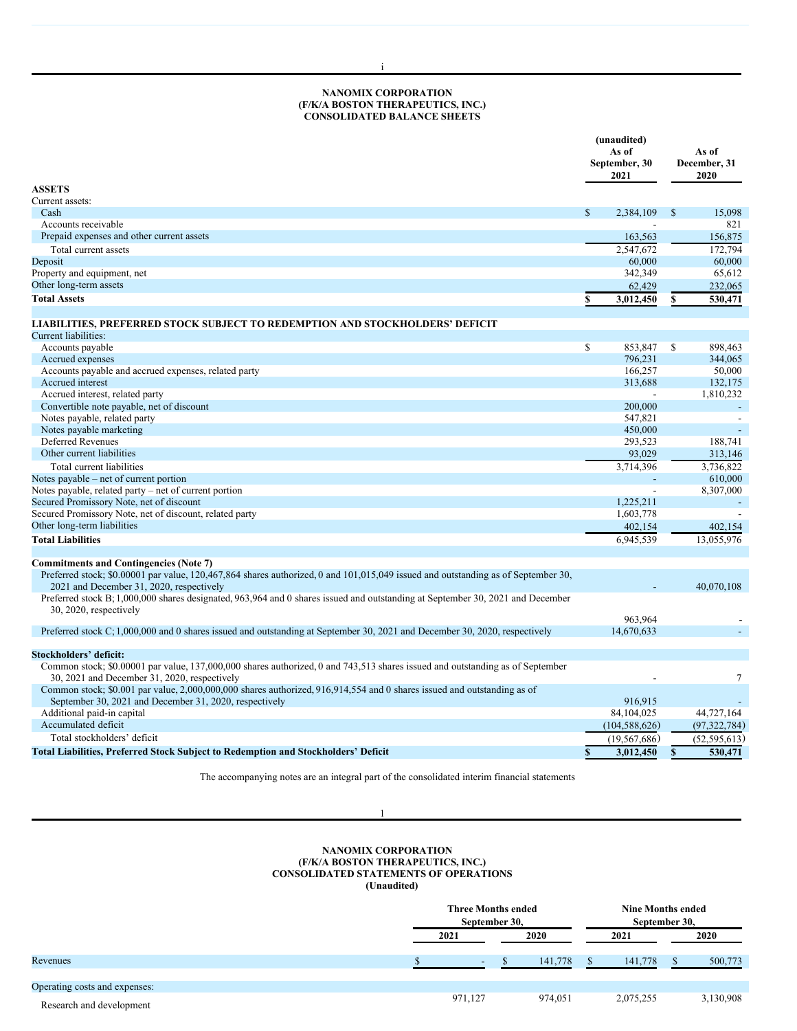**NANOMIX CORPORATION**
**(F/K/A BOSTON THERAPEUTICS, INC.)**
**CONSOLIDATED BALANCE SHEETS**

| | (unaudited) As of September, 30 2021 | As of December, 31 2020 |
|---|---|---|
| **ASSETS** | | |
| Current assets: | | |
| Cash | $ 2,384,109 | $ 15,098 |
| Accounts receivable | - | 821 |
| Prepaid expenses and other current assets | 163,563 | 156,875 |
| Total current assets | 2,547,672 | 172,794 |
| Deposit | 60,000 | 60,000 |
| Property and equipment, net | 342,349 | 65,612 |
| Other long-term assets | 62,429 | 232,065 |
| **Total Assets** | **$ 3,012,450** | **$ 530,471** |
| | | |
| **LIABILITIES, PREFERRED STOCK SUBJECT TO REDEMPTION AND STOCKHOLDERS' DEFICIT** | | |
| Current liabilities: | | |
| Accounts payable | $ 853,847 | $ 898,463 |
| Accrued expenses | 796,231 | 344,065 |
| Accounts payable and accrued expenses, related party | 166,257 | 50,000 |
| Accrued interest | 313,688 | 132,175 |
| Accrued interest, related party | - | 1,810,232 |
| Convertible note payable, net of discount | 200,000 | - |
| Notes payable, related party | 547,821 | - |
| Notes payable marketing | 450,000 | - |
| Deferred Revenues | 293,523 | 188,741 |
| Other current liabilities | 93,029 | 313,146 |
| Total current liabilities | 3,714,396 | 3,736,822 |
| Notes payable – net of current portion | - | 610,000 |
| Notes payable, related party – net of current portion | - | 8,307,000 |
| Secured Promissory Note, net of discount | 1,225,211 | - |
| Secured Promissory Note, net of discount, related party | 1,603,778 | - |
| Other long-term liabilities | 402,154 | 402,154 |
| **Total Liabilities** | 6,945,539 | 13,055,976 |
| | | |
| **Commitments and Contingencies (Note 7)** | | |
| Preferred stock; $0.00001 par value, 120,467,864 shares authorized, 0 and 101,015,049 issued and outstanding as of September 30, 2021 and December 31, 2020, respectively | - | 40,070,108 |
| Preferred stock B; 1,000,000 shares designated, 963,964 and 0 shares issued and outstanding at September 30, 2021 and December 30, 2020, respectively | 963,964 | - |
| Preferred stock C; 1,000,000 and 0 shares issued and outstanding at September 30, 2021 and December 30, 2020, respectively | 14,670,633 | - |
| | | |
| **Stockholders' deficit:** | | |
| Common stock; $0.00001 par value, 137,000,000 shares authorized, 0 and 743,513 shares issued and outstanding as of September 30, 2021 and December 31, 2020, respectively | - | 7 |
| Common stock; $0.001 par value, 2,000,000,000 shares authorized, 916,914,554 and 0 shares issued and outstanding as of September 30, 2021 and December 31, 2020, respectively | 916,915 | - |
| Additional paid-in capital | 84,104,025 | 44,727,164 |
| Accumulated deficit | (104,588,626) | (97,322,784) |
| Total stockholders' deficit | (19,567,686) | (52,595,613) |
| **Total Liabilities, Preferred Stock Subject to Redemption and Stockholders' Deficit** | **$ 3,012,450** | **$ 530,471** |

The accompanying notes are an integral part of the consolidated interim financial statements

**NANOMIX CORPORATION**
**(F/K/A BOSTON THERAPEUTICS, INC.)**
**CONSOLIDATED STATEMENTS OF OPERATIONS**
**(Unaudited)**

| | Three Months ended September 30, 2021 | Three Months ended September 30, 2020 | Nine Months ended September 30, 2021 | Nine Months ended September 30, 2020 |
|---|---|---|---|---|
| Revenues | $ - | $ 141,778 | $ 141,778 | $ 500,773 |
| | | | | |
| Operating costs and expenses: | | | | |
| Research and development | 971,127 | 974,051 | 2,075,255 | 3,130,908 |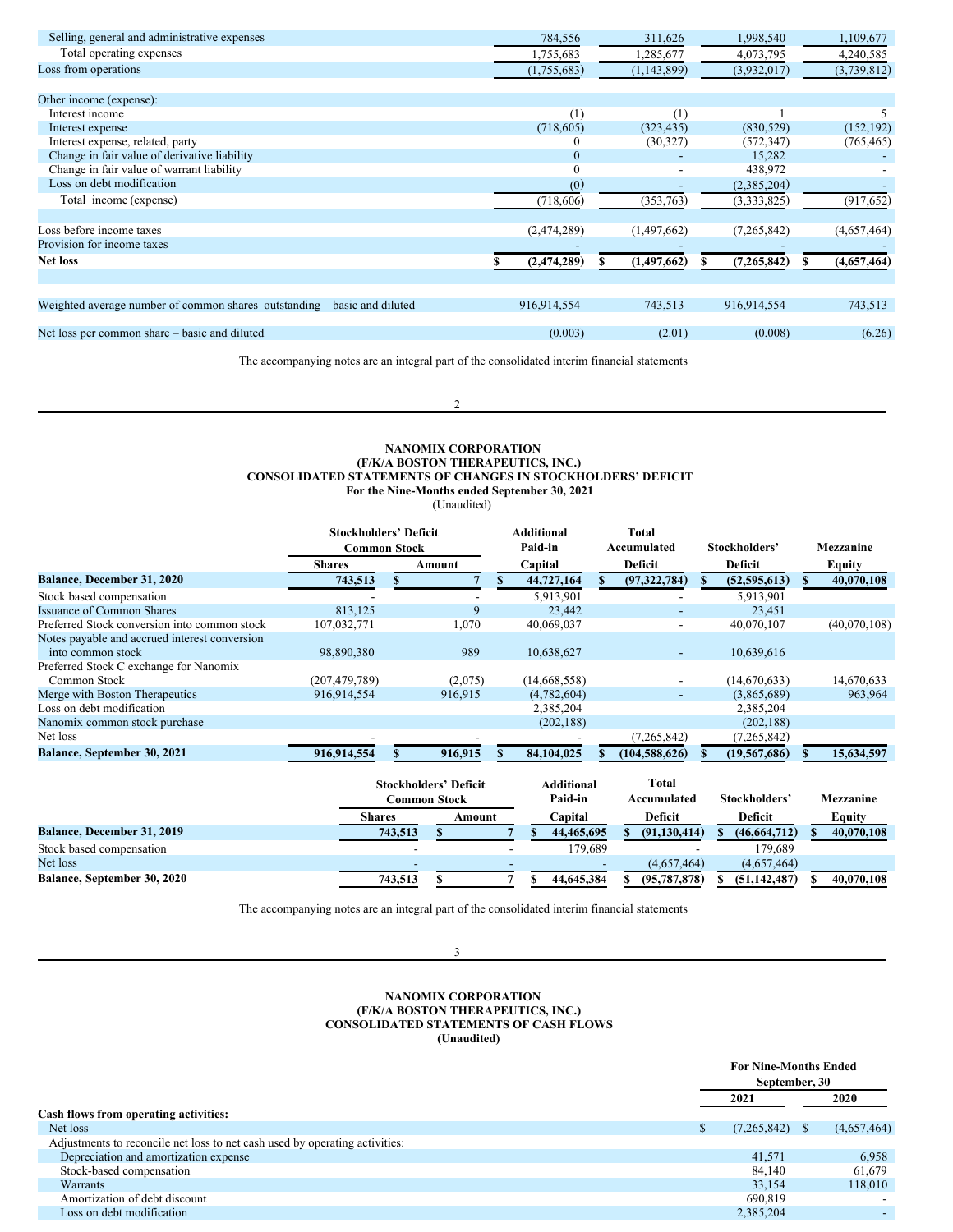| | | | | |
|---|---|---|---|---|
| Selling, general and administrative expenses | 784,556 | 311,626 | 1,998,540 | 1,109,677 |
| Total operating expenses | 1,755,683 | 1,285,677 | 4,073,795 | 4,240,585 |
| Loss from operations | (1,755,683) | (1,143,899) | (3,932,017) | (3,739,812) |
| | | | | |
| Other income (expense): | | | | |
| Interest income | (1) | (1) | 1 | 5 |
| Interest expense | (718,605) | (323,435) | (830,529) | (152,192) |
| Interest expense, related, party | 0 | (30,327) | (572,347) | (765,465) |
| Change in fair value of derivative liability | 0 | - | 15,282 | - |
| Change in fair value of warrant liability | 0 | - | 438,972 | - |
| Loss on debt modification | (0) | - | (2,385,204) | - |
| Total income (expense) | (718,606) | (353,763) | (3,333,825) | (917,652) |
| | | | | |
| Loss before income taxes | (2,474,289) | (1,497,662) | (7,265,842) | (4,657,464) |
| Provision for income taxes | - | - | - | - |
| **Net loss** | **$ (2,474,289)** | **$ (1,497,662)** | **$ (7,265,842)** | **$ (4,657,464)** |
| | | | | |
| Weighted average number of common shares outstanding – basic and diluted | 916,914,554 | 743,513 | 916,914,554 | 743,513 |
| | | | | |
| Net loss per common share – basic and diluted | (0.003) | (2.01) | (0.008) | (6.26) |

The accompanying notes are an integral part of the consolidated interim financial statements

**NANOMIX CORPORATION**
**(F/K/A BOSTON THERAPEUTICS, INC.)**
**CONSOLIDATED STATEMENTS OF CHANGES IN STOCKHOLDERS' DEFICIT**
**For the Nine-Months ended September 30, 2021**
(Unaudited)

| | Stockholders' Deficit Common Stock | | Additional Paid-in | Total Accumulated | Stockholders' | Mezzanine |
|---|---|---|---|---|---|---|
| | Shares | Amount | Capital | Deficit | Deficit | Equity |
| **Balance, December 31, 2020** | **743,513** | **$ 7** | **$ 44,727,164** | **$ (97,322,784)** | **$ (52,595,613)** | **$ 40,070,108** |
| Stock based compensation | - | - | 5,913,901 | - | 5,913,901 | |
| Issuance of Common Shares | 813,125 | 9 | 23,442 | - | 23,451 | |
| Preferred Stock conversion into common stock | 107,032,771 | 1,070 | 40,069,037 | - | 40,070,107 | (40,070,108) |
| Notes payable and accrued interest conversion into common stock | 98,890,380 | 989 | 10,638,627 | - | 10,639,616 | |
| Preferred Stock C exchange for Nanomix Common Stock | (207,479,789) | (2,075) | (14,668,558) | - | (14,670,633) | 14,670,633 |
| Merge with Boston Therapeutics | 916,914,554 | 916,915 | (4,782,604) | - | (3,865,689) | 963,964 |
| Loss on debt modification | | | 2,385,204 | | 2,385,204 | |
| Nanomix common stock purchase | | | (202,188) | | (202,188) | |
| Net loss | - | - | - | (7,265,842) | (7,265,842) | |
| **Balance, September 30, 2021** | **916,914,554** | **$ 916,915** | **$ 84,104,025** | **$ (104,588,626)** | **$ (19,567,686)** | **$ 15,634,597** |

| | Stockholders' Deficit Common Stock | | Additional Paid-in | Total Accumulated | Stockholders' | Mezzanine |
|---|---|---|---|---|---|---|
| | Shares | Amount | Capital | Deficit | Deficit | Equity |
| **Balance, December 31, 2019** | **743,513** | **$ 7** | **$ 44,465,695** | **$ (91,130,414)** | **$ (46,664,712)** | **$ 40,070,108** |
| Stock based compensation | - | - | 179,689 | - | 179,689 | |
| Net loss | - | - | - | (4,657,464) | (4,657,464) | |
| **Balance, September 30, 2020** | **743,513** | **$ 7** | **$ 44,645,384** | **$ (95,787,878)** | **$ (51,142,487)** | **$ 40,070,108** |

The accompanying notes are an integral part of the consolidated interim financial statements

**NANOMIX CORPORATION**
**(F/K/A BOSTON THERAPEUTICS, INC.)**
**CONSOLIDATED STATEMENTS OF CASH FLOWS**
**(Unaudited)**

| | For Nine-Months Ended September, 30 | |
|---|---|---|
| | 2021 | 2020 |
| **Cash flows from operating activities:** | | |
| Net loss | $ (7,265,842) | $ (4,657,464) |
| Adjustments to reconcile net loss to net cash used by operating activities: | | |
| Depreciation and amortization expense | 41,571 | 6,958 |
| Stock-based compensation | 84,140 | 61,679 |
| Warrants | 33,154 | 118,010 |
| Amortization of debt discount | 690,819 | - |
| Loss on debt modification | 2,385,204 | - |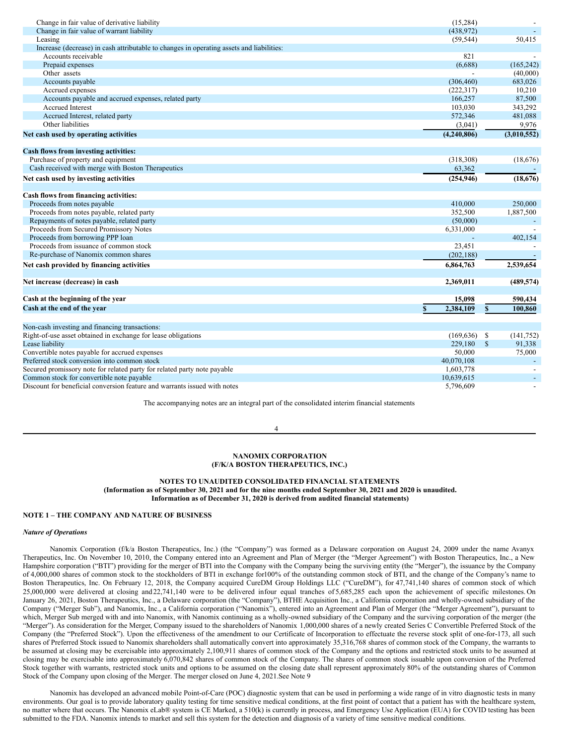| | | |
|---|---|---|
| Change in fair value of derivative liability | (15,284) | - |
| Change in fair value of warrant liability | (438,972) | - |
| Leasing | (59,544) | 50,415 |
| Increase (decrease) in cash attributable to changes in operating assets and liabilities: | | |
| Accounts receivable | 821 | - |
| Prepaid expenses | (6,688) | (165,242) |
| Other assets | - | (40,000) |
| Accounts payable | (306,460) | 683,026 |
| Accrued expenses | (222,317) | 10,210 |
| Accounts payable and accrued expenses, related party | 166,257 | 87,500 |
| Accrued Interest | 103,030 | 343,292 |
| Accrued Interest, related party | 572,346 | 481,088 |
| Other liabilities | (3,041) | 9,976 |
| **Net cash used by operating activities** | **(4,240,806)** | **(3,010,552)** |
| | | |
| **Cash flows from investing activities:** | | |
| Purchase of property and equipment | (318,308) | (18,676) |
| Cash received with merge with Boston Therapeutics | 63,362 | - |
| **Net cash used by investing activities** | **(254,946)** | **(18,676)** |
| | | |
| **Cash flows from financing activities:** | | |
| Proceeds from notes payable | 410,000 | 250,000 |
| Proceeds from notes payable, related party | 352,500 | 1,887,500 |
| Repayments of notes payable, related party | (50,000) | - |
| Proceeds from Secured Promissory Notes | 6,331,000 | - |
| Proceeds from borrowing PPP loan | - | 402,154 |
| Proceeds from issuance of common stock | 23,451 | - |
| Re-purchase of Nanomix common shares | (202,188) | - |
| **Net cash provided by financing activities** | **6,864,763** | **2,539,654** |
| | | |
| **Net increase (decrease) in cash** | **2,369,011** | **(489,574)** |
| | | |
| **Cash at the beginning of the year** | **15,098** | **590,434** |
| **Cash at the end of the year** | **$ 2,384,109** | **$ 100,860** |
| | | |
| Non-cash investing and financing transactions: | | |
| Right-of-use asset obtained in exchange for lease obligations | (169,636) | $ (141,752) |
| Lease liability | 229,180 | $ 91,338 |
| Convertible notes payable for accrued expenses | 50,000 | 75,000 |
| Preferred stock conversion into common stock | 40,070,108 | - |
| Secured promissory note for related party for related party note payable | 1,603,778 | - |
| Common stock for convertible note payable | 10,639,615 | - |
| Discount for beneficial conversion feature and warrants issued with notes | 5,796,609 | - |

The accompanying notes are an integral part of the consolidated interim financial statements

**NANOMIX CORPORATION**
**(F/K/A BOSTON THERAPEUTICS, INC.)**

**NOTES TO UNAUDITED CONSOLIDATED FINANCIAL STATEMENTS**
**(Information as of September 30, 2021 and for the nine months ended September 30, 2021 and 2020 is unaudited.**
**Information as of December 31, 2020 is derived from audited financial statements)**

## NOTE 1 – THE COMPANY AND NATURE OF BUSINESS

*Nature of Operations*

Nanomix Corporation (f/k/a Boston Therapeutics, Inc.) (the "Company") was formed as a Delaware corporation on August 24, 2009 under the name Avanyx Therapeutics, Inc. On November 10, 2010, the Company entered into an Agreement and Plan of Merger (the "Merger Agreement") with Boston Therapeutics, Inc., a New Hampshire corporation ("BTI") providing for the merger of BTI into the Company with the Company being the surviving entity (the "Merger"), the issuance by the Company of 4,000,000 shares of common stock to the stockholders of BTI in exchange for100% of the outstanding common stock of BTI, and the change of the Company's name to Boston Therapeutics, Inc. On February 12, 2018, the Company acquired CureDM Group Holdings LLC ("CureDM"), for 47,741,140 shares of common stock of which 25,000,000 were delivered at closing and22,741,140 were to be delivered infour equal tranches of5,685,285 each upon the achievement of specific milestones. On January 26, 2021, Boston Therapeutics, Inc., a Delaware corporation (the "Company"), BTHE Acquisition Inc., a California corporation and wholly-owned subsidiary of the Company ("Merger Sub"), and Nanomix, Inc., a California corporation ("Nanomix"), entered into an Agreement and Plan of Merger (the "Merger Agreement"), pursuant to which, Merger Sub merged with and into Nanomix, with Nanomix continuing as a wholly-owned subsidiary of the Company and the surviving corporation of the merger (the "Merger"). As consideration for the Merger, Company issued to the shareholders of Nanomix 1,000,000 shares of a newly created Series C Convertible Preferred Stock of the Company (the "Preferred Stock"). Upon the effectiveness of the amendment to our Certificate of Incorporation to effectuate the reverse stock split of one-for-173, all such shares of Preferred Stock issued to Nanomix shareholders shall automatically convert into approximately 35,316,768 shares of common stock of the Company, the warrants to be assumed at closing may be exercisable into approximately 2,100,911 shares of common stock of the Company and the options and restricted stock units to be assumed at closing may be exercisable into approximately 6,070,842 shares of common stock of the Company. The shares of common stock issuable upon conversion of the Preferred Stock together with warrants, restricted stock units and options to be assumed on the closing date shall represent approximately 80% of the outstanding shares of Common Stock of the Company upon closing of the Merger. The merger closed on June 4, 2021.See Note 9

Nanomix has developed an advanced mobile Point-of-Care (POC) diagnostic system that can be used in performing a wide range of in vitro diagnostic tests in many environments. Our goal is to provide laboratory quality testing for time sensitive medical conditions, at the first point of contact that a patient has with the healthcare system, no matter where that occurs. The Nanomix eLab® system is CE Marked, a 510(k) is currently in process, and Emergency Use Application (EUA) for COVID testing has been submitted to the FDA. Nanomix intends to market and sell this system for the detection and diagnosis of a variety of time sensitive medical conditions.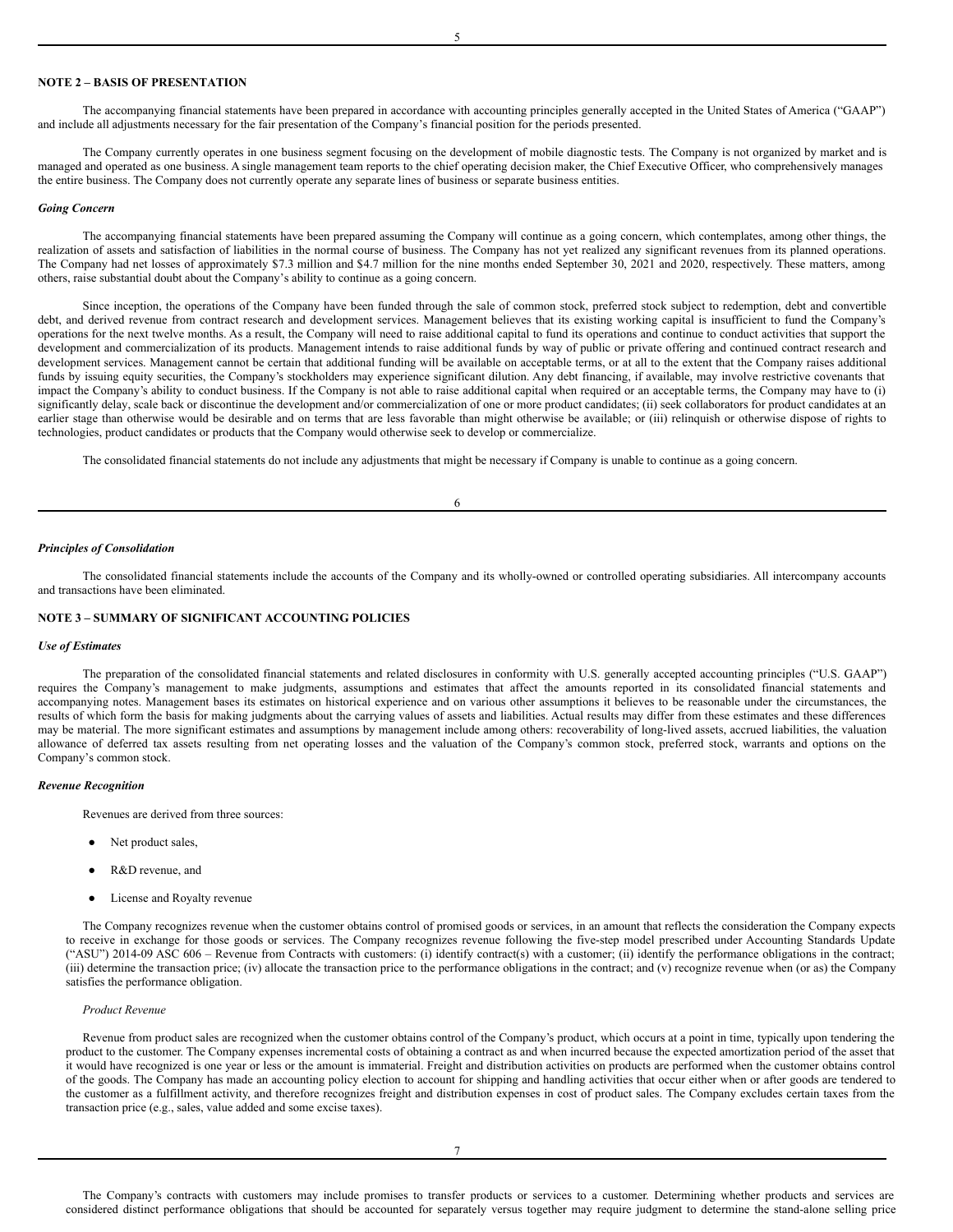## NOTE 2 – BASIS OF PRESENTATION

The accompanying financial statements have been prepared in accordance with accounting principles generally accepted in the United States of America ("GAAP") and include all adjustments necessary for the fair presentation of the Company's financial position for the periods presented.

The Company currently operates in one business segment focusing on the development of mobile diagnostic tests. The Company is not organized by market and is managed and operated as one business. A single management team reports to the chief operating decision maker, the Chief Executive Officer, who comprehensively manages the entire business. The Company does not currently operate any separate lines of business or separate business entities.

### *Going Concern*

The accompanying financial statements have been prepared assuming the Company will continue as a going concern, which contemplates, among other things, the realization of assets and satisfaction of liabilities in the normal course of business. The Company has not yet realized any significant revenues from its planned operations. The Company had net losses of approximately $7.3 million and $4.7 million for the nine months ended September 30, 2021 and 2020, respectively. These matters, among others, raise substantial doubt about the Company's ability to continue as a going concern.

Since inception, the operations of the Company have been funded through the sale of common stock, preferred stock subject to redemption, debt and convertible debt, and derived revenue from contract research and development services. Management believes that its existing working capital is insufficient to fund the Company's operations for the next twelve months. As a result, the Company will need to raise additional capital to fund its operations and continue to conduct activities that support the development and commercialization of its products. Management intends to raise additional funds by way of public or private offering and continued contract research and development services. Management cannot be certain that additional funding will be available on acceptable terms, or at all to the extent that the Company raises additional funds by issuing equity securities, the Company's stockholders may experience significant dilution. Any debt financing, if available, may involve restrictive covenants that impact the Company's ability to conduct business. If the Company is not able to raise additional capital when required or an acceptable terms, the Company may have to (i) significantly delay, scale back or discontinue the development and/or commercialization of one or more product candidates; (ii) seek collaborators for product candidates at an earlier stage than otherwise would be desirable and on terms that are less favorable than might otherwise be available; or (iii) relinquish or otherwise dispose of rights to technologies, product candidates or products that the Company would otherwise seek to develop or commercialize.

The consolidated financial statements do not include any adjustments that might be necessary if Company is unable to continue as a going concern.

### *Principles of Consolidation*

The consolidated financial statements include the accounts of the Company and its wholly-owned or controlled operating subsidiaries. All intercompany accounts and transactions have been eliminated.

## NOTE 3 – SUMMARY OF SIGNIFICANT ACCOUNTING POLICIES

### *Use of Estimates*

The preparation of the consolidated financial statements and related disclosures in conformity with U.S. generally accepted accounting principles ("U.S. GAAP") requires the Company's management to make judgments, assumptions and estimates that affect the amounts reported in its consolidated financial statements and accompanying notes. Management bases its estimates on historical experience and on various other assumptions it believes to be reasonable under the circumstances, the results of which form the basis for making judgments about the carrying values of assets and liabilities. Actual results may differ from these estimates and these differences may be material. The more significant estimates and assumptions by management include among others: recoverability of long-lived assets, accrued liabilities, the valuation allowance of deferred tax assets resulting from net operating losses and the valuation of the Company's common stock, preferred stock, warrants and options on the Company's common stock.

### *Revenue Recognition*

Revenues are derived from three sources:

- Net product sales,
- R&D revenue, and
- License and Royalty revenue

The Company recognizes revenue when the customer obtains control of promised goods or services, in an amount that reflects the consideration the Company expects to receive in exchange for those goods or services. The Company recognizes revenue following the five-step model prescribed under Accounting Standards Update ("ASU") 2014-09 ASC 606 – Revenue from Contracts with customers: (i) identify contract(s) with a customer; (ii) identify the performance obligations in the contract; (iii) determine the transaction price; (iv) allocate the transaction price to the performance obligations in the contract; and (v) recognize revenue when (or as) the Company satisfies the performance obligation.

*Product Revenue*

Revenue from product sales are recognized when the customer obtains control of the Company's product, which occurs at a point in time, typically upon tendering the product to the customer. The Company expenses incremental costs of obtaining a contract as and when incurred because the expected amortization period of the asset that it would have recognized is one year or less or the amount is immaterial. Freight and distribution activities on products are performed when the customer obtains control of the goods. The Company has made an accounting policy election to account for shipping and handling activities that occur either when or after goods are tendered to the customer as a fulfillment activity, and therefore recognizes freight and distribution expenses in cost of product sales. The Company excludes certain taxes from the transaction price (e.g., sales, value added and some excise taxes).

The Company's contracts with customers may include promises to transfer products or services to a customer. Determining whether products and services are considered distinct performance obligations that should be accounted for separately versus together may require judgment to determine the stand-alone selling price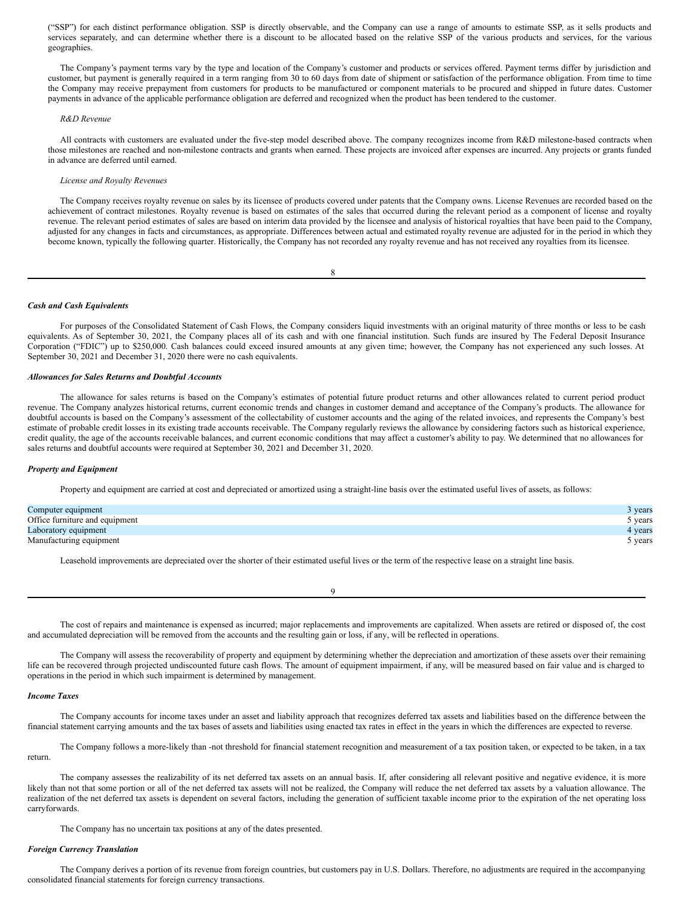(“SSP”) for each distinct performance obligation. SSP is directly observable, and the Company can use a range of amounts to estimate SSP, as it sells products and services separately, and can determine whether there is a discount to be allocated based on the relative SSP of the various products and services, for the various geographies.

The Company’s payment terms vary by the type and location of the Company’s customer and products or services offered. Payment terms differ by jurisdiction and customer, but payment is generally required in a term ranging from 30 to 60 days from date of shipment or satisfaction of the performance obligation. From time to time the Company may receive prepayment from customers for products to be manufactured or component materials to be procured and shipped in future dates. Customer payments in advance of the applicable performance obligation are deferred and recognized when the product has been tendered to the customer.

*R&D Revenue*

All contracts with customers are evaluated under the five-step model described above. The company recognizes income from R&D milestone-based contracts when those milestones are reached and non-milestone contracts and grants when earned. These projects are invoiced after expenses are incurred. Any projects or grants funded in advance are deferred until earned.

*License and Royalty Revenues*

The Company receives royalty revenue on sales by its licensee of products covered under patents that the Company owns. License Revenues are recorded based on the achievement of contract milestones. Royalty revenue is based on estimates of the sales that occurred during the relevant period as a component of license and royalty revenue. The relevant period estimates of sales are based on interim data provided by the licensee and analysis of historical royalties that have been paid to the Company, adjusted for any changes in facts and circumstances, as appropriate. Differences between actual and estimated royalty revenue are adjusted for in the period in which they become known, typically the following quarter. Historically, the Company has not recorded any royalty revenue and has not received any royalties from its licensee.

***Cash and Cash Equivalents***

For purposes of the Consolidated Statement of Cash Flows, the Company considers liquid investments with an original maturity of three months or less to be cash equivalents. As of September 30, 2021, the Company places all of its cash and with one financial institution. Such funds are insured by The Federal Deposit Insurance Corporation (“FDIC”) up to $250,000. Cash balances could exceed insured amounts at any given time; however, the Company has not experienced any such losses. At September 30, 2021 and December 31, 2020 there were no cash equivalents.

***Allowances for Sales Returns and Doubtful Accounts***

The allowance for sales returns is based on the Company’s estimates of potential future product returns and other allowances related to current period product revenue. The Company analyzes historical returns, current economic trends and changes in customer demand and acceptance of the Company’s products. The allowance for doubtful accounts is based on the Company’s assessment of the collectability of customer accounts and the aging of the related invoices, and represents the Company’s best estimate of probable credit losses in its existing trade accounts receivable. The Company regularly reviews the allowance by considering factors such as historical experience, credit quality, the age of the accounts receivable balances, and current economic conditions that may affect a customer’s ability to pay. We determined that no allowances for sales returns and doubtful accounts were required at September 30, 2021 and December 31, 2020.

***Property and Equipment***

Property and equipment are carried at cost and depreciated or amortized using a straight-line basis over the estimated useful lives of assets, as follows:

| | |
|---|---|
| Computer equipment | 3 years |
| Office furniture and equipment | 5 years |
| Laboratory equipment | 4 years |
| Manufacturing equipment | 5 years |

Leasehold improvements are depreciated over the shorter of their estimated useful lives or the term of the respective lease on a straight line basis.

The cost of repairs and maintenance is expensed as incurred; major replacements and improvements are capitalized. When assets are retired or disposed of, the cost and accumulated depreciation will be removed from the accounts and the resulting gain or loss, if any, will be reflected in operations.

The Company will assess the recoverability of property and equipment by determining whether the depreciation and amortization of these assets over their remaining life can be recovered through projected undiscounted future cash flows. The amount of equipment impairment, if any, will be measured based on fair value and is charged to operations in the period in which such impairment is determined by management.

***Income Taxes***

The Company accounts for income taxes under an asset and liability approach that recognizes deferred tax assets and liabilities based on the difference between the financial statement carrying amounts and the tax bases of assets and liabilities using enacted tax rates in effect in the years in which the differences are expected to reverse.

The Company follows a more-likely than -not threshold for financial statement recognition and measurement of a tax position taken, or expected to be taken, in a tax return.

The company assesses the realizability of its net deferred tax assets on an annual basis. If, after considering all relevant positive and negative evidence, it is more likely than not that some portion or all of the net deferred tax assets will not be realized, the Company will reduce the net deferred tax assets by a valuation allowance. The realization of the net deferred tax assets is dependent on several factors, including the generation of sufficient taxable income prior to the expiration of the net operating loss carryforwards.

The Company has no uncertain tax positions at any of the dates presented.

***Foreign Currency Translation***

The Company derives a portion of its revenue from foreign countries, but customers pay in U.S. Dollars. Therefore, no adjustments are required in the accompanying consolidated financial statements for foreign currency transactions.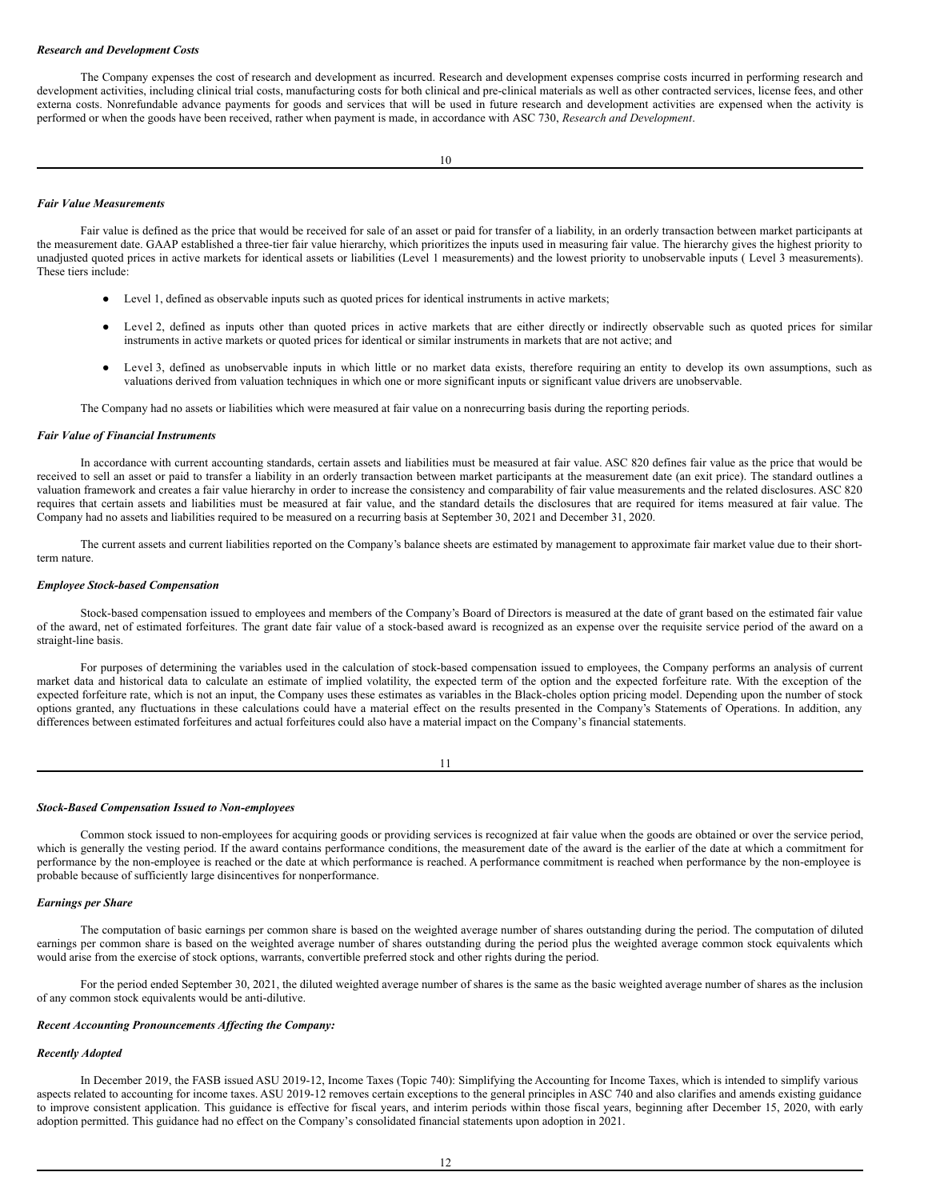### *Research and Development Costs*

The Company expenses the cost of research and development as incurred. Research and development expenses comprise costs incurred in performing research and development activities, including clinical trial costs, manufacturing costs for both clinical and pre-clinical materials as well as other contracted services, license fees, and other externa costs. Nonrefundable advance payments for goods and services that will be used in future research and development activities are expensed when the activity is performed or when the goods have been received, rather when payment is made, in accordance with ASC 730, *Research and Development*.

### *Fair Value Measurements*

Fair value is defined as the price that would be received for sale of an asset or paid for transfer of a liability, in an orderly transaction between market participants at the measurement date. GAAP established a three-tier fair value hierarchy, which prioritizes the inputs used in measuring fair value. The hierarchy gives the highest priority to unadjusted quoted prices in active markets for identical assets or liabilities (Level 1 measurements) and the lowest priority to unobservable inputs ( Level 3 measurements). These tiers include:

- Level 1, defined as observable inputs such as quoted prices for identical instruments in active markets;
- Level 2, defined as inputs other than quoted prices in active markets that are either directly or indirectly observable such as quoted prices for similar instruments in active markets or quoted prices for identical or similar instruments in markets that are not active; and
- Level 3, defined as unobservable inputs in which little or no market data exists, therefore requiring an entity to develop its own assumptions, such as valuations derived from valuation techniques in which one or more significant inputs or significant value drivers are unobservable.

The Company had no assets or liabilities which were measured at fair value on a nonrecurring basis during the reporting periods.

### *Fair Value of Financial Instruments*

In accordance with current accounting standards, certain assets and liabilities must be measured at fair value. ASC 820 defines fair value as the price that would be received to sell an asset or paid to transfer a liability in an orderly transaction between market participants at the measurement date (an exit price). The standard outlines a valuation framework and creates a fair value hierarchy in order to increase the consistency and comparability of fair value measurements and the related disclosures. ASC 820 requires that certain assets and liabilities must be measured at fair value, and the standard details the disclosures that are required for items measured at fair value. The Company had no assets and liabilities required to be measured on a recurring basis at September 30, 2021 and December 31, 2020.

The current assets and current liabilities reported on the Company's balance sheets are estimated by management to approximate fair market value due to their short-term nature.

### *Employee Stock-based Compensation*

Stock-based compensation issued to employees and members of the Company's Board of Directors is measured at the date of grant based on the estimated fair value of the award, net of estimated forfeitures. The grant date fair value of a stock-based award is recognized as an expense over the requisite service period of the award on a straight-line basis.

For purposes of determining the variables used in the calculation of stock-based compensation issued to employees, the Company performs an analysis of current market data and historical data to calculate an estimate of implied volatility, the expected term of the option and the expected forfeiture rate. With the exception of the expected forfeiture rate, which is not an input, the Company uses these estimates as variables in the Black-choles option pricing model. Depending upon the number of stock options granted, any fluctuations in these calculations could have a material effect on the results presented in the Company's Statements of Operations. In addition, any differences between estimated forfeitures and actual forfeitures could also have a material impact on the Company's financial statements.

### *Stock-Based Compensation Issued to Non-employees*

Common stock issued to non-employees for acquiring goods or providing services is recognized at fair value when the goods are obtained or over the service period, which is generally the vesting period. If the award contains performance conditions, the measurement date of the award is the earlier of the date at which a commitment for performance by the non-employee is reached or the date at which performance is reached. A performance commitment is reached when performance by the non-employee is probable because of sufficiently large disincentives for nonperformance.

### *Earnings per Share*

The computation of basic earnings per common share is based on the weighted average number of shares outstanding during the period. The computation of diluted earnings per common share is based on the weighted average number of shares outstanding during the period plus the weighted average common stock equivalents which would arise from the exercise of stock options, warrants, convertible preferred stock and other rights during the period.

For the period ended September 30, 2021, the diluted weighted average number of shares is the same as the basic weighted average number of shares as the inclusion of any common stock equivalents would be anti-dilutive.

### *Recent Accounting Pronouncements Affecting the Company:*

### *Recently Adopted*

In December 2019, the FASB issued ASU 2019-12, Income Taxes (Topic 740): Simplifying the Accounting for Income Taxes, which is intended to simplify various aspects related to accounting for income taxes. ASU 2019-12 removes certain exceptions to the general principles in ASC 740 and also clarifies and amends existing guidance to improve consistent application. This guidance is effective for fiscal years, and interim periods within those fiscal years, beginning after December 15, 2020, with early adoption permitted. This guidance had no effect on the Company's consolidated financial statements upon adoption in 2021.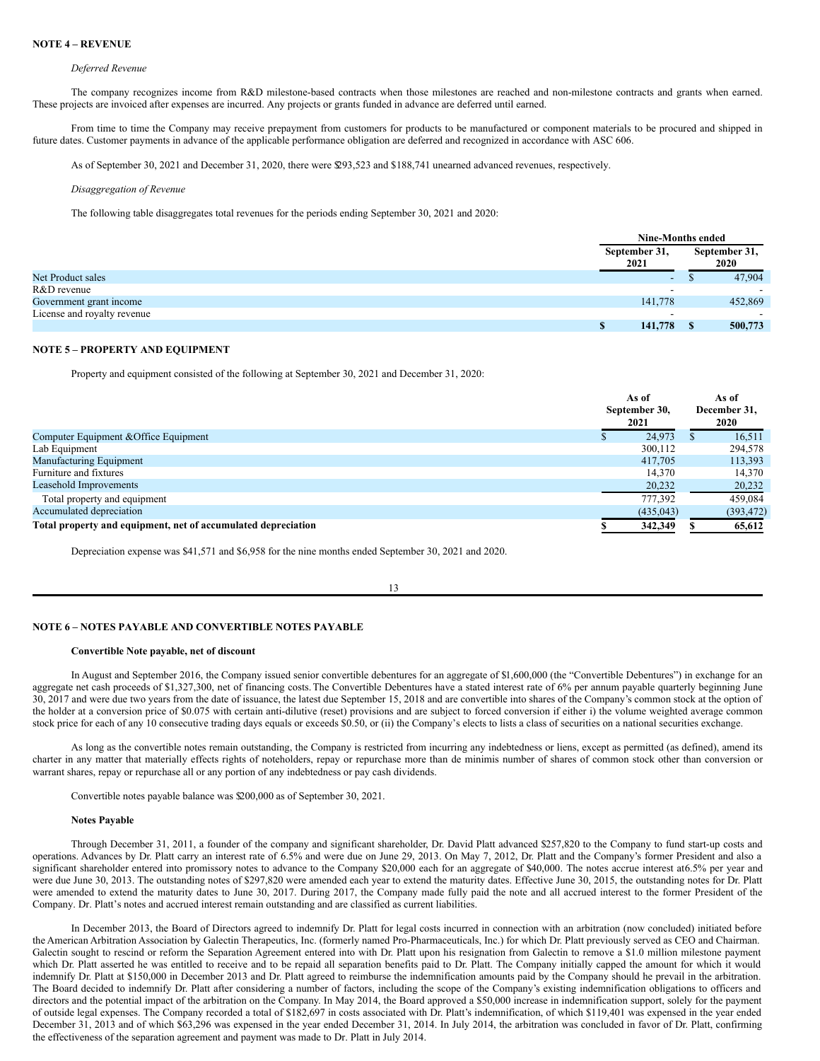**NOTE 4 – REVENUE**

*Deferred Revenue*

The company recognizes income from R&D milestone-based contracts when those milestones are reached and non-milestone contracts and grants when earned. These projects are invoiced after expenses are incurred. Any projects or grants funded in advance are deferred until earned.

From time to time the Company may receive prepayment from customers for products to be manufactured or component materials to be procured and shipped in future dates. Customer payments in advance of the applicable performance obligation are deferred and recognized in accordance with ASC 606.

As of September 30, 2021 and December 31, 2020, there were $293,523 and $188,741 unearned advanced revenues, respectively.

*Disaggregation of Revenue*

The following table disaggregates total revenues for the periods ending September 30, 2021 and 2020:

| | Nine-Months ended | |
|---|---|---|
| | September 31, 2021 | September 31, 2020 |
| Net Product sales | - | $ 47,904 |
| R&D revenue | - | - |
| Government grant income | 141,778 | 452,869 |
| License and royalty revenue | - | - |
| | $ 141,778 | $ 500,773 |

**NOTE 5 – PROPERTY AND EQUIPMENT**

Property and equipment consisted of the following at September 30, 2021 and December 31, 2020:

| | As of September 30, 2021 | As of December 31, 2020 |
|---|---|---|
| Computer Equipment &Office Equipment | $ 24,973 | $ 16,511 |
| Lab Equipment | 300,112 | 294,578 |
| Manufacturing Equipment | 417,705 | 113,393 |
| Furniture and fixtures | 14,370 | 14,370 |
| Leasehold Improvements | 20,232 | 20,232 |
| Total property and equipment | 777,392 | 459,084 |
| Accumulated depreciation | (435,043) | (393,472) |
| **Total property and equipment, net of accumulated depreciation** | **$ 342,349** | **$ 65,612** |

Depreciation expense was $41,571 and $6,958 for the nine months ended September 30, 2021 and 2020.

**NOTE 6 – NOTES PAYABLE AND CONVERTIBLE NOTES PAYABLE**

**Convertible Note payable, net of discount**

In August and September 2016, the Company issued senior convertible debentures for an aggregate of $1,600,000 (the "Convertible Debentures") in exchange for an aggregate net cash proceeds of $1,327,300, net of financing costs. The Convertible Debentures have a stated interest rate of 6% per annum payable quarterly beginning June 30, 2017 and were due two years from the date of issuance, the latest due September 15, 2018 and are convertible into shares of the Company's common stock at the option of the holder at a conversion price of $0.075 with certain anti-dilutive (reset) provisions and are subject to forced conversion if either i) the volume weighted average common stock price for each of any 10 consecutive trading days equals or exceeds $0.50, or (ii) the Company's elects to lists a class of securities on a national securities exchange.

As long as the convertible notes remain outstanding, the Company is restricted from incurring any indebtedness or liens, except as permitted (as defined), amend its charter in any matter that materially effects rights of noteholders, repay or repurchase more than de minimis number of shares of common stock other than conversion or warrant shares, repay or repurchase all or any portion of any indebtedness or pay cash dividends.

Convertible notes payable balance was $200,000 as of September 30, 2021.

**Notes Payable**

Through December 31, 2011, a founder of the company and significant shareholder, Dr. David Platt advanced $257,820 to the Company to fund start-up costs and operations. Advances by Dr. Platt carry an interest rate of 6.5% and were due on June 29, 2013. On May 7, 2012, Dr. Platt and the Company's former President and also a significant shareholder entered into promissory notes to advance to the Company $20,000 each for an aggregate of $40,000. The notes accrue interest at 6.5% per year and were due June 30, 2013. The outstanding notes of $297,820 were amended each year to extend the maturity dates. Effective June 30, 2015, the outstanding notes for Dr. Platt were amended to extend the maturity dates to June 30, 2017. During 2017, the Company made fully paid the note and all accrued interest to the former President of the Company. Dr. Platt's notes and accrued interest remain outstanding and are classified as current liabilities.

In December 2013, the Board of Directors agreed to indemnify Dr. Platt for legal costs incurred in connection with an arbitration (now concluded) initiated before the American Arbitration Association by Galectin Therapeutics, Inc. (formerly named Pro-Pharmaceuticals, Inc.) for which Dr. Platt previously served as CEO and Chairman. Galectin sought to rescind or reform the Separation Agreement entered into with Dr. Platt upon his resignation from Galectin to remove a $1.0 million milestone payment which Dr. Platt asserted he was entitled to receive and to be repaid all separation benefits paid to Dr. Platt. The Company initially capped the amount for which it would indemnify Dr. Platt at $150,000 in December 2013 and Dr. Platt agreed to reimburse the indemnification amounts paid by the Company should he prevail in the arbitration. The Board decided to indemnify Dr. Platt after considering a number of factors, including the scope of the Company's existing indemnification obligations to officers and directors and the potential impact of the arbitration on the Company. In May 2014, the Board approved a $50,000 increase in indemnification support, solely for the payment of outside legal expenses. The Company recorded a total of $182,697 in costs associated with Dr. Platt's indemnification, of which $119,401 was expensed in the year ended December 31, 2013 and of which $63,296 was expensed in the year ended December 31, 2014. In July 2014, the arbitration was concluded in favor of Dr. Platt, confirming the effectiveness of the separation agreement and payment was made to Dr. Platt in July 2014.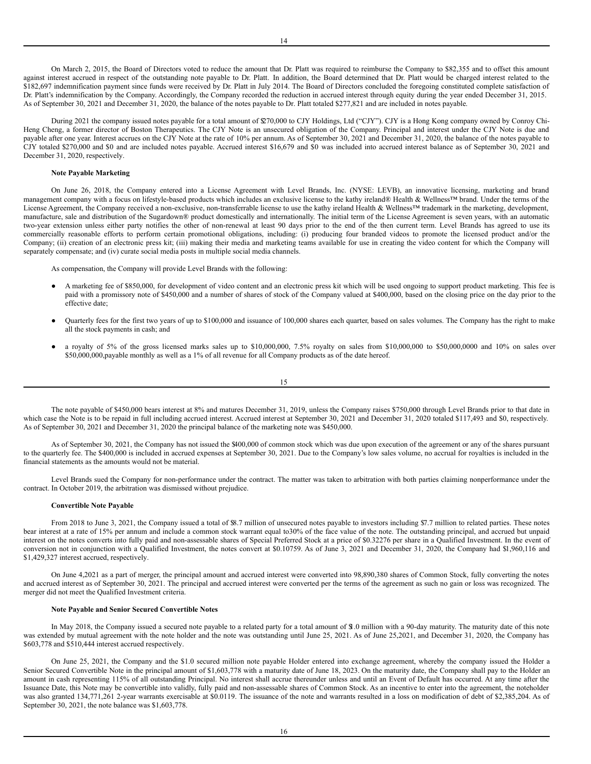On March 2, 2015, the Board of Directors voted to reduce the amount that Dr. Platt was required to reimburse the Company to $82,355 and to offset this amount against interest accrued in respect of the outstanding note payable to Dr. Platt. In addition, the Board determined that Dr. Platt would be charged interest related to the $182,697 indemnification payment since funds were received by Dr. Platt in July 2014. The Board of Directors concluded the foregoing constituted complete satisfaction of Dr. Platt's indemnification by the Company. Accordingly, the Company recorded the reduction in accrued interest through equity during the year ended December 31, 2015. As of September 30, 2021 and December 31, 2020, the balance of the notes payable to Dr. Platt totaled $277,821 and are included in notes payable.

During 2021 the company issued notes payable for a total amount of $270,000 to CJY Holdings, Ltd ("CJY"). CJY is a Hong Kong company owned by Conroy Chi-Heng Cheng, a former director of Boston Therapeutics. The CJY Note is an unsecured obligation of the Company. Principal and interest under the CJY Note is due and payable after one year. Interest accrues on the CJY Note at the rate of 10% per annum. As of September 30, 2021 and December 31, 2020, the balance of the notes payable to CJY totaled $270,000 and $0 and are included notes payable. Accrued interest $16,679 and $0 was included into accrued interest balance as of September 30, 2021 and December 31, 2020, respectively.

**Note Payable Marketing**

On June 26, 2018, the Company entered into a License Agreement with Level Brands, Inc. (NYSE: LEVB), an innovative licensing, marketing and brand management company with a focus on lifestyle-based products which includes an exclusive license to the kathy ireland® Health & Wellness™ brand. Under the terms of the License Agreement, the Company received a non-exclusive, non-transferrable license to use the kathy ireland Health & Wellness™ trademark in the marketing, development, manufacture, sale and distribution of the Sugardown® product domestically and internationally. The initial term of the License Agreement is seven years, with an automatic two-year extension unless either party notifies the other of non-renewal at least 90 days prior to the end of the then current term. Level Brands has agreed to use its commercially reasonable efforts to perform certain promotional obligations, including: (i) producing four branded videos to promote the licensed product and/or the Company; (ii) creation of an electronic press kit; (iii) making their media and marketing teams available for use in creating the video content for which the Company will separately compensate; and (iv) curate social media posts in multiple social media channels.

As compensation, the Company will provide Level Brands with the following:

- A marketing fee of $850,000, for development of video content and an electronic press kit which will be used ongoing to support product marketing. This fee is paid with a promissory note of $450,000 and a number of shares of stock of the Company valued at $400,000, based on the closing price on the day prior to the effective date;
- Quarterly fees for the first two years of up to $100,000 and issuance of 100,000 shares each quarter, based on sales volumes. The Company has the right to make all the stock payments in cash; and
- a royalty of 5% of the gross licensed marks sales up to $10,000,000, 7.5% royalty on sales from $10,000,000 to $50,000,0000 and 10% on sales over $50,000,000,payable monthly as well as a 1% of all revenue for all Company products as of the date hereof.

The note payable of $450,000 bears interest at 8% and matures December 31, 2019, unless the Company raises $750,000 through Level Brands prior to that date in which case the Note is to be repaid in full including accrued interest. Accrued interest at September 30, 2021 and December 31, 2020 totaled $117,493 and $0, respectively. As of September 30, 2021 and December 31, 2020 the principal balance of the marketing note was $450,000.

As of September 30, 2021, the Company has not issued the $400,000 of common stock which was due upon execution of the agreement or any of the shares pursuant to the quarterly fee. The $400,000 is included in accrued expenses at September 30, 2021. Due to the Company's low sales volume, no accrual for royalties is included in the financial statements as the amounts would not be material.

Level Brands sued the Company for non-performance under the contract. The matter was taken to arbitration with both parties claiming nonperformance under the contract. In October 2019, the arbitration was dismissed without prejudice.

**Convertible Note Payable**

From 2018 to June 3, 2021, the Company issued a total of $8.7 million of unsecured notes payable to investors including $7.7 million to related parties. These notes bear interest at a rate of 15% per annum and include a common stock warrant equal to30% of the face value of the note. The outstanding principal, and accrued but unpaid interest on the notes converts into fully paid and non-assessable shares of Special Preferred Stock at a price of $0.32276 per share in a Qualified Investment. In the event of conversion not in conjunction with a Qualified Investment, the notes convert at $0.10759. As of June 3, 2021 and December 31, 2020, the Company had $1,960,116 and $1,429,327 interest accrued, respectively.

On June 4,2021 as a part of merger, the principal amount and accrued interest were converted into 98,890,380 shares of Common Stock, fully converting the notes and accrued interest as of September 30, 2021. The principal and accrued interest were converted per the terms of the agreement as such no gain or loss was recognized. The merger did not meet the Qualified Investment criteria.

**Note Payable and Senior Secured Convertible Notes**

In May 2018, the Company issued a secured note payable to a related party for a total amount of $1.0 million with a 90-day maturity. The maturity date of this note was extended by mutual agreement with the note holder and the note was outstanding until June 25, 2021. As of June 25,2021, and December 31, 2020, the Company has $603,778 and $510,444 interest accrued respectively.

On June 25, 2021, the Company and the $1.0 secured million note payable Holder entered into exchange agreement, whereby the company issued the Holder a Senior Secured Convertible Note in the principal amount of $1,603,778 with a maturity date of June 18, 2023. On the maturity date, the Company shall pay to the Holder an amount in cash representing 115% of all outstanding Principal. No interest shall accrue thereunder unless and until an Event of Default has occurred. At any time after the Issuance Date, this Note may be convertible into validly, fully paid and non-assessable shares of Common Stock. As an incentive to enter into the agreement, the noteholder was also granted 134,771,261 2-year warrants exercisable at $0.0119. The issuance of the note and warrants resulted in a loss on modification of debt of $2,385,204. As of September 30, 2021, the note balance was $1,603,778.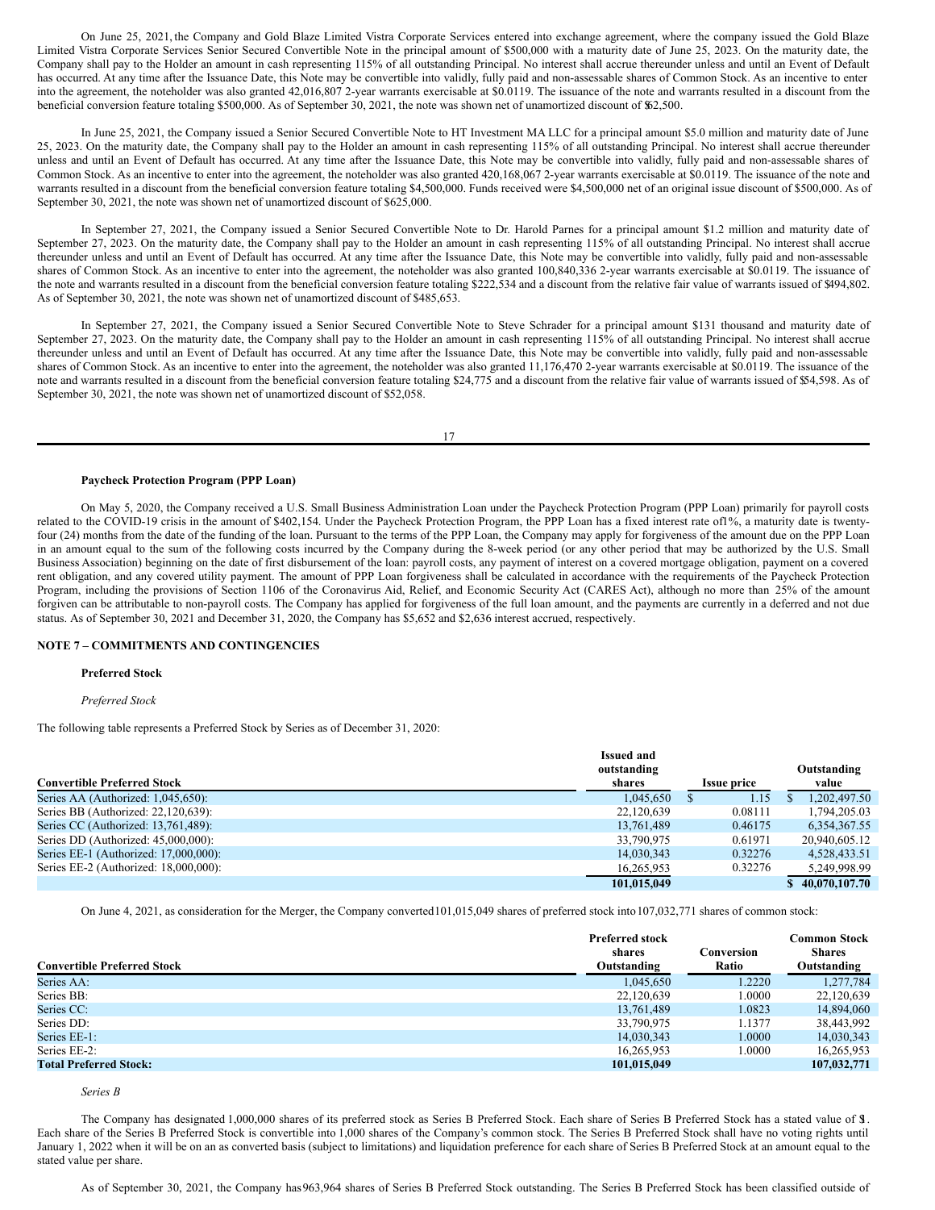On June 25, 2021, the Company and Gold Blaze Limited Vistra Corporate Services entered into exchange agreement, where the company issued the Gold Blaze Limited Vistra Corporate Services Senior Secured Convertible Note in the principal amount of $500,000 with a maturity date of June 25, 2023. On the maturity date, the Company shall pay to the Holder an amount in cash representing 115% of all outstanding Principal. No interest shall accrue thereunder unless and until an Event of Default has occurred. At any time after the Issuance Date, this Note may be convertible into validly, fully paid and non-assessable shares of Common Stock. As an incentive to enter into the agreement, the noteholder was also granted 42,016,807 2-year warrants exercisable at $0.0119. The issuance of the note and warrants resulted in a discount from the beneficial conversion feature totaling $500,000. As of September 30, 2021, the note was shown net of unamortized discount of $62,500.

In June 25, 2021, the Company issued a Senior Secured Convertible Note to HT Investment MA LLC for a principal amount $5.0 million and maturity date of June 25, 2023. On the maturity date, the Company shall pay to the Holder an amount in cash representing 115% of all outstanding Principal. No interest shall accrue thereunder unless and until an Event of Default has occurred. At any time after the Issuance Date, this Note may be convertible into validly, fully paid and non-assessable shares of Common Stock. As an incentive to enter into the agreement, the noteholder was also granted 420,168,067 2-year warrants exercisable at $0.0119. The issuance of the note and warrants resulted in a discount from the beneficial conversion feature totaling $4,500,000. Funds received were $4,500,000 net of an original issue discount of $500,000. As of September 30, 2021, the note was shown net of unamortized discount of $625,000.

In September 27, 2021, the Company issued a Senior Secured Convertible Note to Dr. Harold Parnes for a principal amount $1.2 million and maturity date of September 27, 2023. On the maturity date, the Company shall pay to the Holder an amount in cash representing 115% of all outstanding Principal. No interest shall accrue thereunder unless and until an Event of Default has occurred. At any time after the Issuance Date, this Note may be convertible into validly, fully paid and non-assessable shares of Common Stock. As an incentive to enter into the agreement, the noteholder was also granted 100,840,336 2-year warrants exercisable at $0.0119. The issuance of the note and warrants resulted in a discount from the beneficial conversion feature totaling $222,534 and a discount from the relative fair value of warrants issued of $494,802. As of September 30, 2021, the note was shown net of unamortized discount of $485,653.

In September 27, 2021, the Company issued a Senior Secured Convertible Note to Steve Schrader for a principal amount $131 thousand and maturity date of September 27, 2023. On the maturity date, the Company shall pay to the Holder an amount in cash representing 115% of all outstanding Principal. No interest shall accrue thereunder unless and until an Event of Default has occurred. At any time after the Issuance Date, this Note may be convertible into validly, fully paid and non-assessable shares of Common Stock. As an incentive to enter into the agreement, the noteholder was also granted 11,176,470 2-year warrants exercisable at $0.0119. The issuance of the note and warrants resulted in a discount from the beneficial conversion feature totaling $24,775 and a discount from the relative fair value of warrants issued of $54,598. As of September 30, 2021, the note was shown net of unamortized discount of $52,058.

**Paycheck Protection Program (PPP Loan)**

On May 5, 2020, the Company received a U.S. Small Business Administration Loan under the Paycheck Protection Program (PPP Loan) primarily for payroll costs related to the COVID-19 crisis in the amount of $402,154. Under the Paycheck Protection Program, the PPP Loan has a fixed interest rate of 1%, a maturity date is twenty-four (24) months from the date of the funding of the loan. Pursuant to the terms of the PPP Loan, the Company may apply for forgiveness of the amount due on the PPP Loan in an amount equal to the sum of the following costs incurred by the Company during the 8-week period (or any other period that may be authorized by the U.S. Small Business Association) beginning on the date of first disbursement of the loan: payroll costs, any payment of interest on a covered mortgage obligation, payment on a covered rent obligation, and any covered utility payment. The amount of PPP Loan forgiveness shall be calculated in accordance with the requirements of the Paycheck Protection Program, including the provisions of Section 1106 of the Coronavirus Aid, Relief, and Economic Security Act (CARES Act), although no more than 25% of the amount forgiven can be attributable to non-payroll costs. The Company has applied for forgiveness of the full loan amount, and the payments are currently in a deferred and not due status. As of September 30, 2021 and December 31, 2020, the Company has $5,652 and $2,636 interest accrued, respectively.

## NOTE 7 – COMMITMENTS AND CONTINGENCIES

**Preferred Stock**

*Preferred Stock*

The following table represents a Preferred Stock by Series as of December 31, 2020:

| Convertible Preferred Stock | Issued and outstanding shares | Issue price | Outstanding value |
|---|---|---|---|
| Series AA (Authorized: 1,045,650): | 1,045,650 | $ 1.15 | $ 1,202,497.50 |
| Series BB (Authorized: 22,120,639): | 22,120,639 | 0.08111 | 1,794,205.03 |
| Series CC (Authorized: 13,761,489): | 13,761,489 | 0.46175 | 6,354,367.55 |
| Series DD (Authorized: 45,000,000): | 33,790,975 | 0.61971 | 20,940,605.12 |
| Series EE-1 (Authorized: 17,000,000): | 14,030,343 | 0.32276 | 4,528,433.51 |
| Series EE-2 (Authorized: 18,000,000): | 16,265,953 | 0.32276 | 5,249,998.99 |
| | **101,015,049** | | **$ 40,070,107.70** |

On June 4, 2021, as consideration for the Merger, the Company converted 101,015,049 shares of preferred stock into 107,032,771 shares of common stock:

| Convertible Preferred Stock | Preferred stock shares Outstanding | Conversion Ratio | Common Stock Shares Outstanding |
|---|---|---|---|
| Series AA: | 1,045,650 | 1.2220 | 1,277,784 |
| Series BB: | 22,120,639 | 1.0000 | 22,120,639 |
| Series CC: | 13,761,489 | 1.0823 | 14,894,060 |
| Series DD: | 33,790,975 | 1.1377 | 38,443,992 |
| Series EE-1: | 14,030,343 | 1.0000 | 14,030,343 |
| Series EE-2: | 16,265,953 | 1.0000 | 16,265,953 |
| **Total Preferred Stock:** | **101,015,049** | | **107,032,771** |

*Series B*

The Company has designated 1,000,000 shares of its preferred stock as Series B Preferred Stock. Each share of Series B Preferred Stock has a stated value of $1. Each share of the Series B Preferred Stock is convertible into 1,000 shares of the Company's common stock. The Series B Preferred Stock shall have no voting rights until January 1, 2022 when it will be on an as converted basis (subject to limitations) and liquidation preference for each share of Series B Preferred Stock at an amount equal to the stated value per share.

As of September 30, 2021, the Company has 963,964 shares of Series B Preferred Stock outstanding. The Series B Preferred Stock has been classified outside of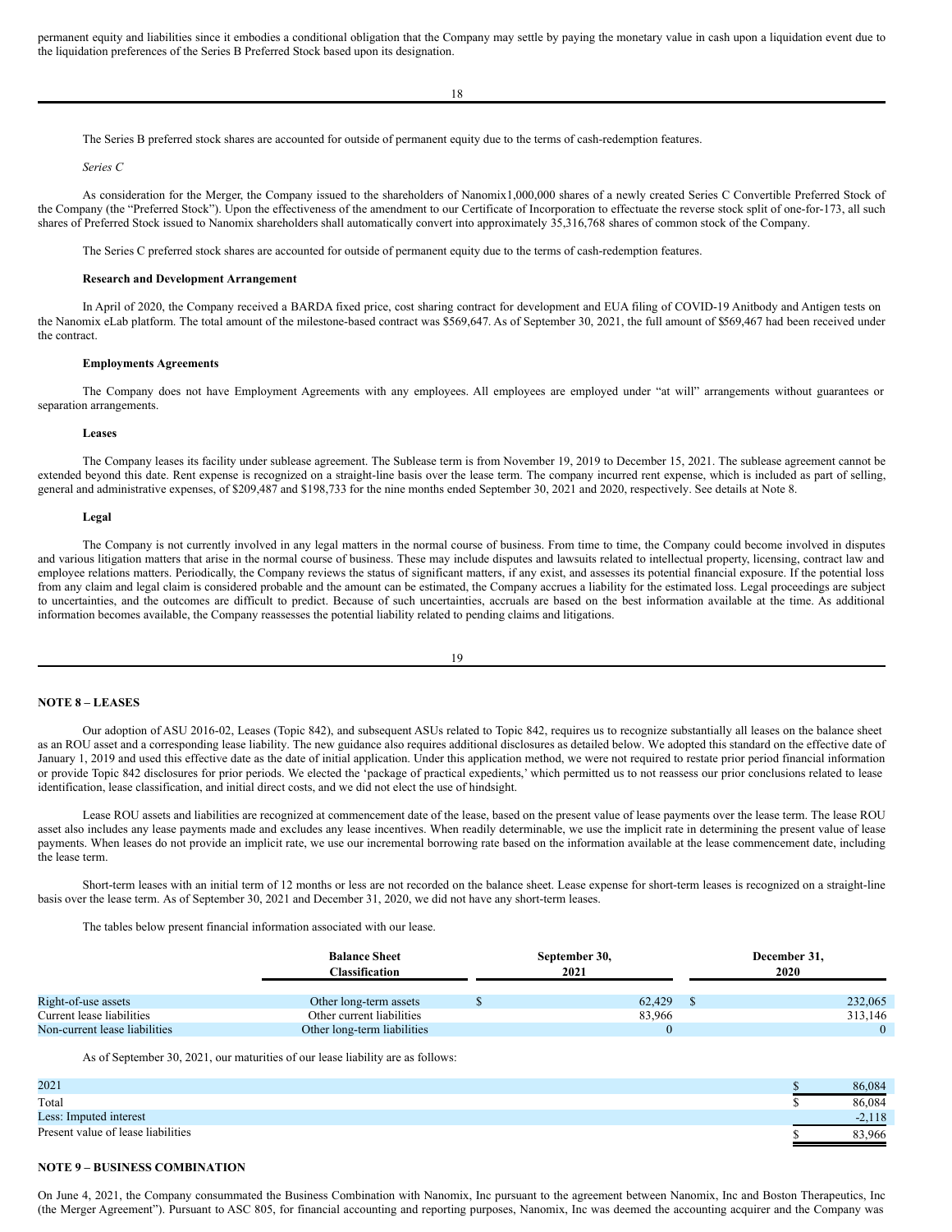permanent equity and liabilities since it embodies a conditional obligation that the Company may settle by paying the monetary value in cash upon a liquidation event due to the liquidation preferences of the Series B Preferred Stock based upon its designation.

The Series B preferred stock shares are accounted for outside of permanent equity due to the terms of cash-redemption features.

*Series C*

As consideration for the Merger, the Company issued to the shareholders of Nanomix1,000,000 shares of a newly created Series C Convertible Preferred Stock of the Company (the "Preferred Stock"). Upon the effectiveness of the amendment to our Certificate of Incorporation to effectuate the reverse stock split of one-for-173, all such shares of Preferred Stock issued to Nanomix shareholders shall automatically convert into approximately 35,316,768 shares of common stock of the Company.

The Series C preferred stock shares are accounted for outside of permanent equity due to the terms of cash-redemption features.

**Research and Development Arrangement**

In April of 2020, the Company received a BARDA fixed price, cost sharing contract for development and EUA filing of COVID-19 Anitbody and Antigen tests on the Nanomix eLab platform. The total amount of the milestone-based contract was $569,647. As of September 30, 2021, the full amount of $569,467 had been received under the contract.

**Employments Agreements**

The Company does not have Employment Agreements with any employees. All employees are employed under "at will" arrangements without guarantees or separation arrangements.

**Leases**

The Company leases its facility under sublease agreement. The Sublease term is from November 19, 2019 to December 15, 2021. The sublease agreement cannot be extended beyond this date. Rent expense is recognized on a straight-line basis over the lease term. The company incurred rent expense, which is included as part of selling, general and administrative expenses, of $209,487 and $198,733 for the nine months ended September 30, 2021 and 2020, respectively. See details at Note 8.

**Legal**

The Company is not currently involved in any legal matters in the normal course of business. From time to time, the Company could become involved in disputes and various litigation matters that arise in the normal course of business. These may include disputes and lawsuits related to intellectual property, licensing, contract law and employee relations matters. Periodically, the Company reviews the status of significant matters, if any exist, and assesses its potential financial exposure. If the potential loss from any claim and legal claim is considered probable and the amount can be estimated, the Company accrues a liability for the estimated loss. Legal proceedings are subject to uncertainties, and the outcomes are difficult to predict. Because of such uncertainties, accruals are based on the best information available at the time. As additional information becomes available, the Company reassesses the potential liability related to pending claims and litigations.

**NOTE 8 – LEASES**

Our adoption of ASU 2016-02, Leases (Topic 842), and subsequent ASUs related to Topic 842, requires us to recognize substantially all leases on the balance sheet as an ROU asset and a corresponding lease liability. The new guidance also requires additional disclosures as detailed below. We adopted this standard on the effective date of January 1, 2019 and used this effective date as the date of initial application. Under this application method, we were not required to restate prior period financial information or provide Topic 842 disclosures for prior periods. We elected the 'package of practical expedients,' which permitted us to not reassess our prior conclusions related to lease identification, lease classification, and initial direct costs, and we did not elect the use of hindsight.

Lease ROU assets and liabilities are recognized at commencement date of the lease, based on the present value of lease payments over the lease term. The lease ROU asset also includes any lease payments made and excludes any lease incentives. When readily determinable, we use the implicit rate in determining the present value of lease payments. When leases do not provide an implicit rate, we use our incremental borrowing rate based on the information available at the lease commencement date, including the lease term.

Short-term leases with an initial term of 12 months or less are not recorded on the balance sheet. Lease expense for short-term leases is recognized on a straight-line basis over the lease term. As of September 30, 2021 and December 31, 2020, we did not have any short-term leases.

The tables below present financial information associated with our lease.

| | Balance Sheet Classification | September 30, 2021 | December 31, 2020 |
|---|---|---|---|
| Right-of-use assets | Other long-term assets | $ 62,429 | $ 232,065 |
| Current lease liabilities | Other current liabilities | 83,966 | 313,146 |
| Non-current lease liabilities | Other long-term liabilities | 0 | 0 |

As of September 30, 2021, our maturities of our lease liability are as follows:

| | |
|---|---|
| 2021 | $ 86,084 |
| Total | $ 86,084 |
| Less: Imputed interest | -2,118 |
| Present value of lease liabilities | $ 83,966 |

**NOTE 9 – BUSINESS COMBINATION**

On June 4, 2021, the Company consummated the Business Combination with Nanomix, Inc pursuant to the agreement between Nanomix, Inc and Boston Therapeutics, Inc (the Merger Agreement"). Pursuant to ASC 805, for financial accounting and reporting purposes, Nanomix, Inc was deemed the accounting acquirer and the Company was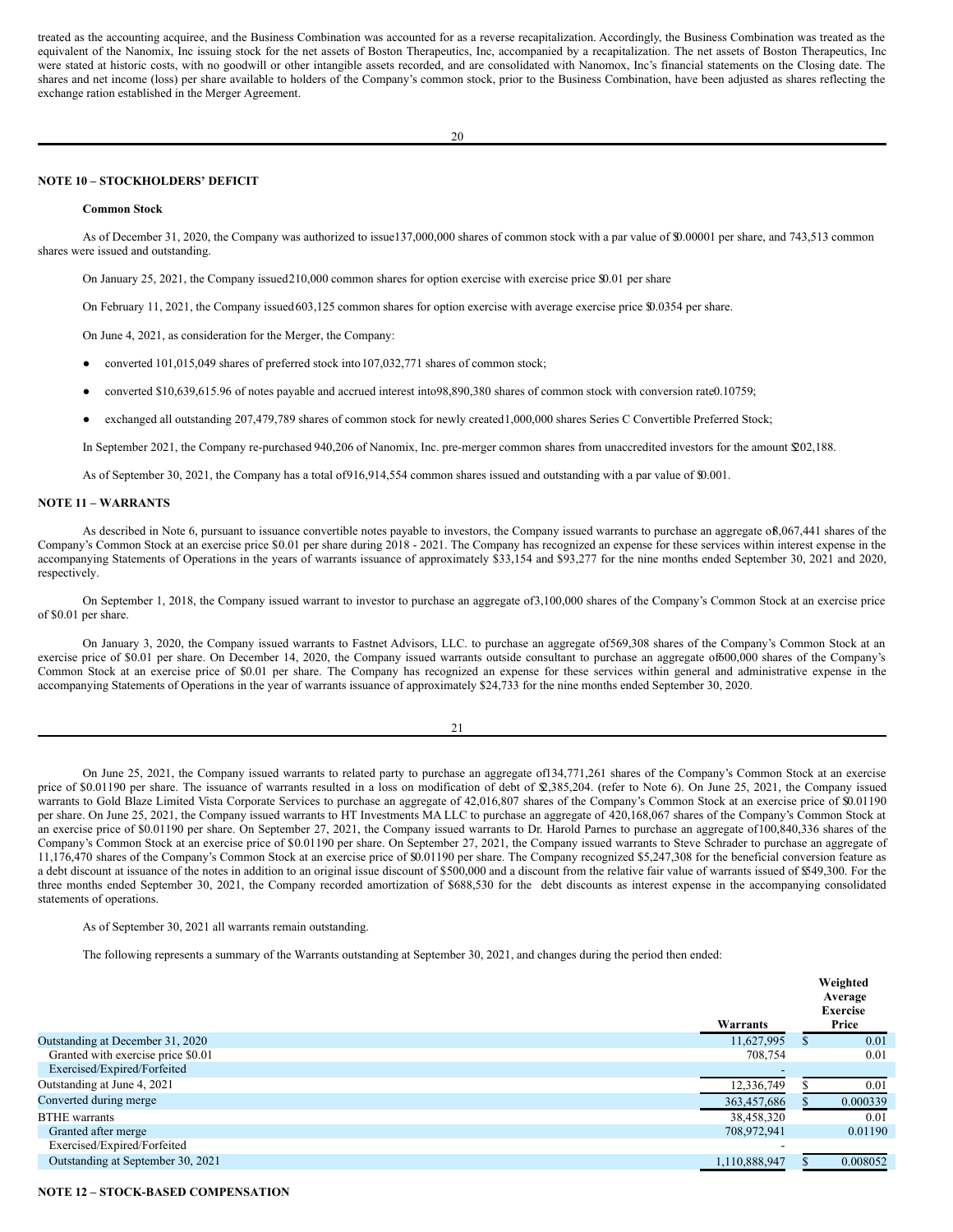treated as the accounting acquiree, and the Business Combination was accounted for as a reverse recapitalization. Accordingly, the Business Combination was treated as the equivalent of the Nanomix, Inc issuing stock for the net assets of Boston Therapeutics, Inc, accompanied by a recapitalization. The net assets of Boston Therapeutics, Inc were stated at historic costs, with no goodwill or other intangible assets recorded, and are consolidated with Nanomox, Inc's financial statements on the Closing date. The shares and net income (loss) per share available to holders of the Company's common stock, prior to the Business Combination, have been adjusted as shares reflecting the exchange ration established in the Merger Agreement.

## NOTE 10 – STOCKHOLDERS' DEFICIT

**Common Stock**

As of December 31, 2020, the Company was authorized to issue137,000,000 shares of common stock with a par value of $0.00001 per share, and 743,513 common shares were issued and outstanding.

On January 25, 2021, the Company issued210,000 common shares for option exercise with exercise price $0.01 per share

On February 11, 2021, the Company issued603,125 common shares for option exercise with average exercise price $0.0354 per share.

On June 4, 2021, as consideration for the Merger, the Company:

- converted 101,015,049 shares of preferred stock into107,032,771 shares of common stock;
- converted $10,639,615.96 of notes payable and accrued interest into98,890,380 shares of common stock with conversion rate0.10759;
- exchanged all outstanding 207,479,789 shares of common stock for newly created1,000,000 shares Series C Convertible Preferred Stock;

In September 2021, the Company re-purchased 940,206 of Nanomix, Inc. pre-merger common shares from unaccredited investors for the amount $202,188.

As of September 30, 2021, the Company has a total of916,914,554 common shares issued and outstanding with a par value of $0.001.

## NOTE 11 – WARRANTS

As described in Note 6, pursuant to issuance convertible notes payable to investors, the Company issued warrants to purchase an aggregate of8,067,441 shares of the Company's Common Stock at an exercise price $0.01 per share during 2018 - 2021. The Company has recognized an expense for these services within interest expense in the accompanying Statements of Operations in the years of warrants issuance of approximately $33,154 and $93,277 for the nine months ended September 30, 2021 and 2020, respectively.

On September 1, 2018, the Company issued warrant to investor to purchase an aggregate of3,100,000 shares of the Company's Common Stock at an exercise price of $0.01 per share.

On January 3, 2020, the Company issued warrants to Fastnet Advisors, LLC. to purchase an aggregate of569,308 shares of the Company's Common Stock at an exercise price of $0.01 per share. On December 14, 2020, the Company issued warrants outside consultant to purchase an aggregate of600,000 shares of the Company's Common Stock at an exercise price of $0.01 per share. The Company has recognized an expense for these services within general and administrative expense in the accompanying Statements of Operations in the year of warrants issuance of approximately $24,733 for the nine months ended September 30, 2020.

On June 25, 2021, the Company issued warrants to related party to purchase an aggregate of134,771,261 shares of the Company's Common Stock at an exercise price of $0.01190 per share. The issuance of warrants resulted in a loss on modification of debt of $2,385,204. (refer to Note 6). On June 25, 2021, the Company issued warrants to Gold Blaze Limited Vista Corporate Services to purchase an aggregate of 42,016,807 shares of the Company's Common Stock at an exercise price of $0.01190 per share. On June 25, 2021, the Company issued warrants to HT Investments MA LLC to purchase an aggregate of 420,168,067 shares of the Company's Common Stock at an exercise price of $0.01190 per share. On September 27, 2021, the Company issued warrants to Dr. Harold Parnes to purchase an aggregate of100,840,336 shares of the Company's Common Stock at an exercise price of $0.01190 per share. On September 27, 2021, the Company issued warrants to Steve Schrader to purchase an aggregate of 11,176,470 shares of the Company's Common Stock at an exercise price of $0.01190 per share. The Company recognized $5,247,308 for the beneficial conversion feature as a debt discount at issuance of the notes in addition to an original issue discount of $500,000 and a discount from the relative fair value of warrants issued of $549,300. For the three months ended September 30, 2021, the Company recorded amortization of $688,530 for the debt discounts as interest expense in the accompanying consolidated statements of operations.

As of September 30, 2021 all warrants remain outstanding.

The following represents a summary of the Warrants outstanding at September 30, 2021, and changes during the period then ended:

| | Warrants | Weighted Average Exercise Price |
|---|---|---|
| Outstanding at December 31, 2020 | 11,627,995 | $ 0.01 |
| Granted with exercise price $0.01 | 708,754 | 0.01 |
| Exercised/Expired/Forfeited | - | |
| Outstanding at June 4, 2021 | 12,336,749 | $ 0.01 |
| Converted during merge | 363,457,686 | $ 0.000339 |
| BTHE warrants | 38,458,320 | 0.01 |
| Granted after merge | 708,972,941 | 0.01190 |
| Exercised/Expired/Forfeited | - | |
| Outstanding at September 30, 2021 | 1,110,888,947 | $ 0.008052 |

## NOTE 12 – STOCK-BASED COMPENSATION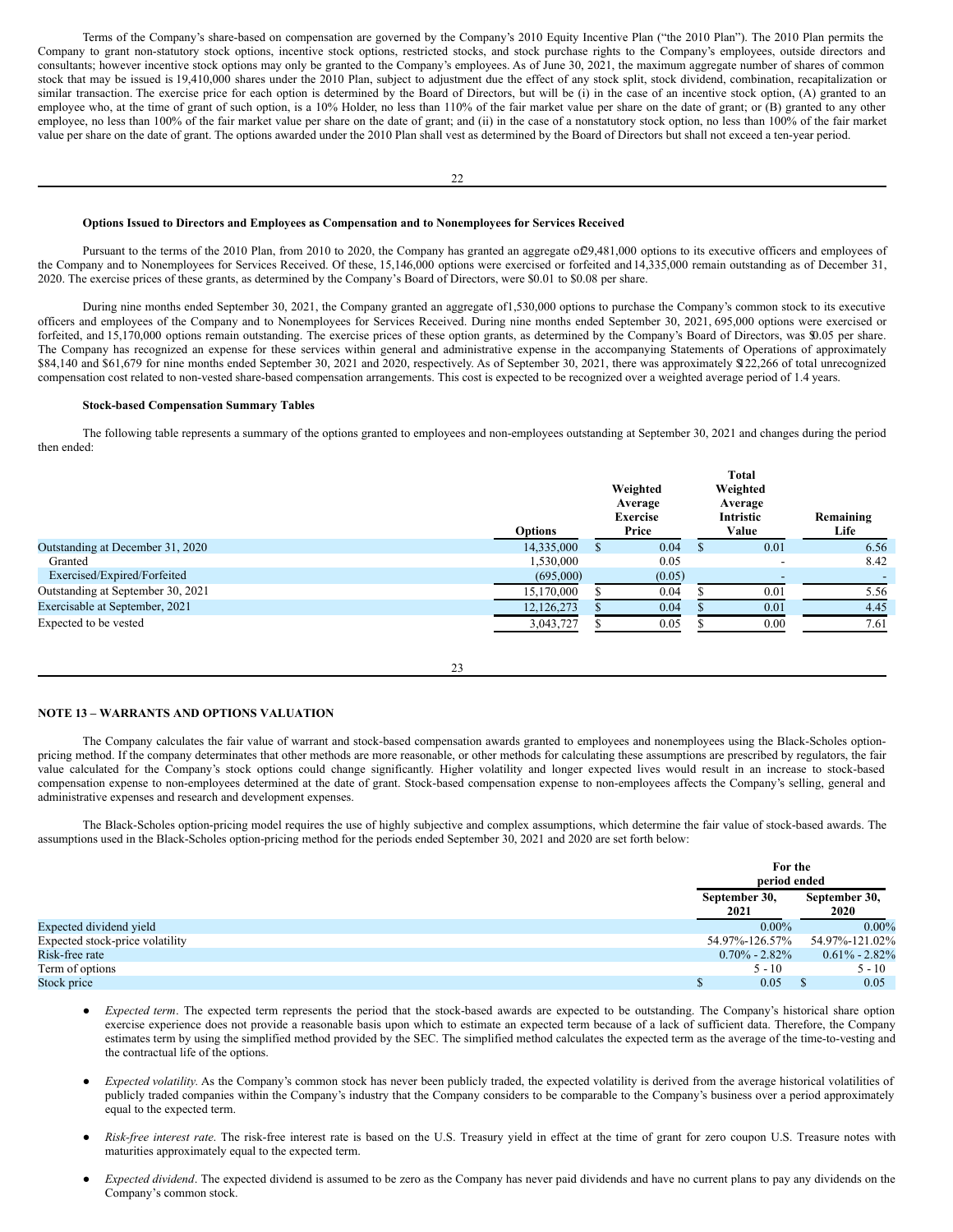Terms of the Company's share-based on compensation are governed by the Company's 2010 Equity Incentive Plan ("the 2010 Plan"). The 2010 Plan permits the Company to grant non-statutory stock options, incentive stock options, restricted stocks, and stock purchase rights to the Company's employees, outside directors and consultants; however incentive stock options may only be granted to the Company's employees. As of June 30, 2021, the maximum aggregate number of shares of common stock that may be issued is 19,410,000 shares under the 2010 Plan, subject to adjustment due the effect of any stock split, stock dividend, combination, recapitalization or similar transaction. The exercise price for each option is determined by the Board of Directors, but will be (i) in the case of an incentive stock option, (A) granted to an employee who, at the time of grant of such option, is a 10% Holder, no less than 110% of the fair market value per share on the date of grant; or (B) granted to any other employee, no less than 100% of the fair market value per share on the date of grant; and (ii) in the case of a nonstatutory stock option, no less than 100% of the fair market value per share on the date of grant. The options awarded under the 2010 Plan shall vest as determined by the Board of Directors but shall not exceed a ten-year period.

**Options Issued to Directors and Employees as Compensation and to Nonemployees for Services Received**

Pursuant to the terms of the 2010 Plan, from 2010 to 2020, the Company has granted an aggregate of 29,481,000 options to its executive officers and employees of the Company and to Nonemployees for Services Received. Of these, 15,146,000 options were exercised or forfeited and 14,335,000 remain outstanding as of December 31, 2020. The exercise prices of these grants, as determined by the Company's Board of Directors, were $0.01 to $0.08 per share.

During nine months ended September 30, 2021, the Company granted an aggregate of 1,530,000 options to purchase the Company's common stock to its executive officers and employees of the Company and to Nonemployees for Services Received. During nine months ended September 30, 2021, 695,000 options were exercised or forfeited, and 15,170,000 options remain outstanding. The exercise prices of these option grants, as determined by the Company's Board of Directors, was $0.05 per share. The Company has recognized an expense for these services within general and administrative expense in the accompanying Statements of Operations of approximately $84,140 and $61,679 for nine months ended September 30, 2021 and 2020, respectively. As of September 30, 2021, there was approximately $122,266 of total unrecognized compensation cost related to non-vested share-based compensation arrangements. This cost is expected to be recognized over a weighted average period of 1.4 years.

**Stock-based Compensation Summary Tables**

The following table represents a summary of the options granted to employees and non-employees outstanding at September 30, 2021 and changes during the period then ended:

| | Options | Weighted Average Exercise Price | Total Weighted Average Intristic Value | Remaining Life |
|---|---|---|---|---|
| Outstanding at December 31, 2020 | 14,335,000 | $ 0.04 | $ 0.01 | 6.56 |
| Granted | 1,530,000 | 0.05 | - | 8.42 |
| Exercised/Expired/Forfeited | (695,000) | (0.05) | - | - |
| Outstanding at September 30, 2021 | 15,170,000 | $ 0.04 | $ 0.01 | 5.56 |
| Exercisable at September, 2021 | 12,126,273 | $ 0.04 | $ 0.01 | 4.45 |
| Expected to be vested | 3,043,727 | $ 0.05 | $ 0.00 | 7.61 |

## NOTE 13 – WARRANTS AND OPTIONS VALUATION

The Company calculates the fair value of warrant and stock-based compensation awards granted to employees and nonemployees using the Black-Scholes option-pricing method. If the company determinates that other methods are more reasonable, or other methods for calculating these assumptions are prescribed by regulators, the fair value calculated for the Company's stock options could change significantly. Higher volatility and longer expected lives would result in an increase to stock-based compensation expense to non-employees determined at the date of grant. Stock-based compensation expense to non-employees affects the Company's selling, general and administrative expenses and research and development expenses.

The Black-Scholes option-pricing model requires the use of highly subjective and complex assumptions, which determine the fair value of stock-based awards. The assumptions used in the Black-Scholes option-pricing method for the periods ended September 30, 2021 and 2020 are set forth below:

| | For the period ended | |
|---|---|---|
| | September 30, 2021 | September 30, 2020 |
| Expected dividend yield | 0.00% | 0.00% |
| Expected stock-price volatility | 54.97%-126.57% | 54.97%-121.02% |
| Risk-free rate | 0.70% - 2.82% | 0.61% - 2.82% |
| Term of options | 5 - 10 | 5 - 10 |
| Stock price | $ 0.05 | $ 0.05 |

- *Expected term*. The expected term represents the period that the stock-based awards are expected to be outstanding. The Company's historical share option exercise experience does not provide a reasonable basis upon which to estimate an expected term because of a lack of sufficient data. Therefore, the Company estimates term by using the simplified method provided by the SEC. The simplified method calculates the expected term as the average of the time-to-vesting and the contractual life of the options.

- *Expected volatility*. As the Company's common stock has never been publicly traded, the expected volatility is derived from the average historical volatilities of publicly traded companies within the Company's industry that the Company considers to be comparable to the Company's business over a period approximately equal to the expected term.

- *Risk-free interest rate*. The risk-free interest rate is based on the U.S. Treasury yield in effect at the time of grant for zero coupon U.S. Treasure notes with maturities approximately equal to the expected term.

- *Expected dividend*. The expected dividend is assumed to be zero as the Company has never paid dividends and have no current plans to pay any dividends on the Company's common stock.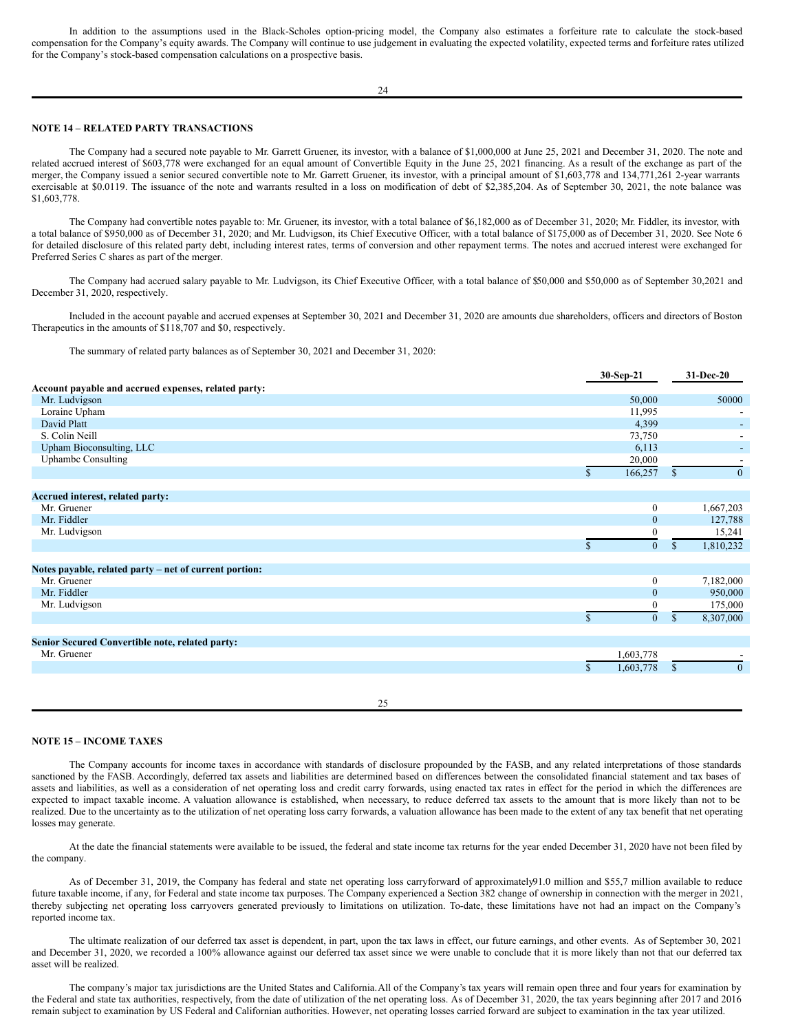In addition to the assumptions used in the Black-Scholes option-pricing model, the Company also estimates a forfeiture rate to calculate the stock-based compensation for the Company's equity awards. The Company will continue to use judgement in evaluating the expected volatility, expected terms and forfeiture rates utilized for the Company's stock-based compensation calculations on a prospective basis.

## NOTE 14 – RELATED PARTY TRANSACTIONS

The Company had a secured note payable to Mr. Garrett Gruener, its investor, with a balance of $1,000,000 at June 25, 2021 and December 31, 2020. The note and related accrued interest of $603,778 were exchanged for an equal amount of Convertible Equity in the June 25, 2021 financing. As a result of the exchange as part of the merger, the Company issued a senior secured convertible note to Mr. Garrett Gruener, its investor, with a principal amount of $1,603,778 and 134,771,261 2-year warrants exercisable at $0.0119. The issuance of the note and warrants resulted in a loss on modification of debt of $2,385,204. As of September 30, 2021, the note balance was $1,603,778.

The Company had convertible notes payable to: Mr. Gruener, its investor, with a total balance of $6,182,000 as of December 31, 2020; Mr. Fiddler, its investor, with a total balance of $950,000 as of December 31, 2020; and Mr. Ludvigson, its Chief Executive Officer, with a total balance of $175,000 as of December 31, 2020. See Note 6 for detailed disclosure of this related party debt, including interest rates, terms of conversion and other repayment terms. The notes and accrued interest were exchanged for Preferred Series C shares as part of the merger.

The Company had accrued salary payable to Mr. Ludvigson, its Chief Executive Officer, with a total balance of $50,000 and $50,000 as of September 30,2021 and December 31, 2020, respectively.

Included in the account payable and accrued expenses at September 30, 2021 and December 31, 2020 are amounts due shareholders, officers and directors of Boston Therapeutics in the amounts of $118,707 and $0, respectively.

The summary of related party balances as of September 30, 2021 and December 31, 2020:

| | 30-Sep-21 | 31-Dec-20 |
|---|---|---|
| **Account payable and accrued expenses, related party:** | | |
| Mr. Ludvigson | 50,000 | 50000 |
| Loraine Upham | 11,995 | - |
| David Platt | 4,399 | - |
| S. Colin Neill | 73,750 | - |
| Upham Bioconsulting, LLC | 6,113 | - |
| Uphambc Consulting | 20,000 | - |
| | $ 166,257 | $ 0 |
| **Accrued interest, related party:** | | |
| Mr. Gruener | 0 | 1,667,203 |
| Mr. Fiddler | 0 | 127,788 |
| Mr. Ludvigson | 0 | 15,241 |
| | $ 0 | $ 1,810,232 |
| **Notes payable, related party – net of current portion:** | | |
| Mr. Gruener | 0 | 7,182,000 |
| Mr. Fiddler | 0 | 950,000 |
| Mr. Ludvigson | 0 | 175,000 |
| | $ 0 | $ 8,307,000 |
| **Senior Secured Convertible note, related party:** | | |
| Mr. Gruener | 1,603,778 | - |
| | $ 1,603,778 | $ 0 |

## NOTE 15 – INCOME TAXES

The Company accounts for income taxes in accordance with standards of disclosure propounded by the FASB, and any related interpretations of those standards sanctioned by the FASB. Accordingly, deferred tax assets and liabilities are determined based on differences between the consolidated financial statement and tax bases of assets and liabilities, as well as a consideration of net operating loss and credit carry forwards, using enacted tax rates in effect for the period in which the differences are expected to impact taxable income. A valuation allowance is established, when necessary, to reduce deferred tax assets to the amount that is more likely than not to be realized. Due to the uncertainty as to the utilization of net operating loss carry forwards, a valuation allowance has been made to the extent of any tax benefit that net operating losses may generate.

At the date the financial statements were available to be issued, the federal and state income tax returns for the year ended December 31, 2020 have not been filed by the company.

As of December 31, 2019, the Company has federal and state net operating loss carryforward of approximately91.0 million and $55,7 million available to reduce future taxable income, if any, for Federal and state income tax purposes. The Company experienced a Section 382 change of ownership in connection with the merger in 2021, thereby subjecting net operating loss carryovers generated previously to limitations on utilization. To-date, these limitations have not had an impact on the Company's reported income tax.

The ultimate realization of our deferred tax asset is dependent, in part, upon the tax laws in effect, our future earnings, and other events. As of September 30, 2021 and December 31, 2020, we recorded a 100% allowance against our deferred tax asset since we were unable to conclude that it is more likely than not that our deferred tax asset will be realized.

The company's major tax jurisdictions are the United States and California. All of the Company's tax years will remain open three and four years for examination by the Federal and state tax authorities, respectively, from the date of utilization of the net operating loss. As of December 31, 2020, the tax years beginning after 2017 and 2016 remain subject to examination by US Federal and Californian authorities. However, net operating losses carried forward are subject to examination in the tax year utilized.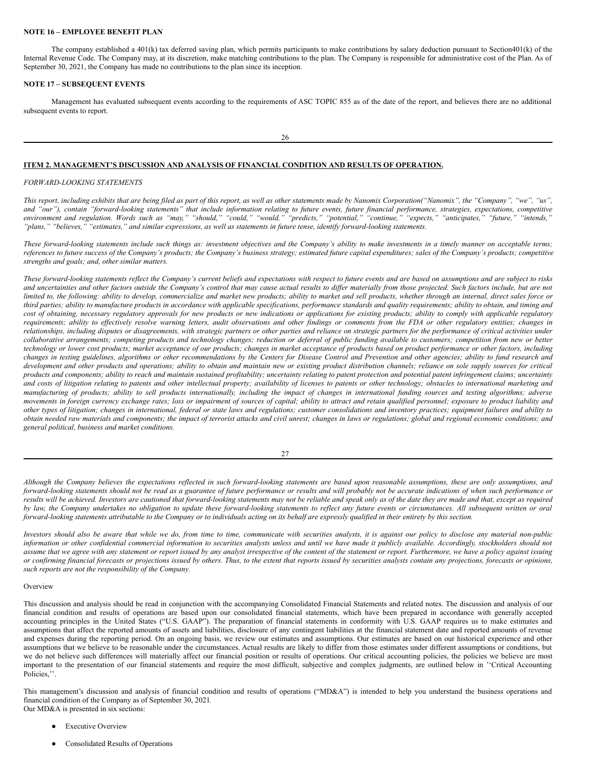**NOTE 16 – EMPLOYEE BENEFIT PLAN**

The company established a 401(k) tax deferred saving plan, which permits participants to make contributions by salary deduction pursuant to Section401(k) of the Internal Revenue Code. The Company may, at its discretion, make matching contributions to the plan. The Company is responsible for administrative cost of the Plan. As of September 30, 2021, the Company has made no contributions to the plan since its inception.

**NOTE 17 – SUBSEQUENT EVENTS**

Management has evaluated subsequent events according to the requirements of ASC TOPIC 855 as of the date of the report, and believes there are no additional subsequent events to report.

**ITEM 2. MANAGEMENT'S DISCUSSION AND ANALYSIS OF FINANCIAL CONDITION AND RESULTS OF OPERATION.**

*FORWARD-LOOKING STATEMENTS*

*This report, including exhibits that are being filed as part of this report, as well as other statements made by Nanomix Corporation("Nanomix", the "Company", "we", "us", and "our"), contain "forward-looking statements" that include information relating to future events, future financial performance, strategies, expectations, competitive environment and regulation. Words such as "may," "should," "could," "would," "predicts," "potential," "continue," "expects," "anticipates," "future," "intends," "plans," "believes," "estimates," and similar expressions, as well as statements in future tense, identify forward-looking statements.*

*These forward-looking statements include such things as: investment objectives and the Company's ability to make investments in a timely manner on acceptable terms; references to future success of the Company's products; the Company's business strategy; estimated future capital expenditures; sales of the Company's products; competitive strengths and goals; and, other similar matters.*

*These forward-looking statements reflect the Company's current beliefs and expectations with respect to future events and are based on assumptions and are subject to risks and uncertainties and other factors outside the Company's control that may cause actual results to differ materially from those projected. Such factors include, but are not limited to, the following: ability to develop, commercialize and market new products; ability to market and sell products, whether through an internal, direct sales force or third parties; ability to manufacture products in accordance with applicable specifications, performance standards and quality requirements; ability to obtain, and timing and cost of obtaining, necessary regulatory approvals for new products or new indications or applications for existing products; ability to comply with applicable regulatory requirements; ability to effectively resolve warning letters, audit observations and other findings or comments from the FDA or other regulatory entities; changes in relationships, including disputes or disagreements, with strategic partners or other parties and reliance on strategic partners for the performance of critical activities under collaborative arrangements; competing products and technology changes; reduction or deferral of public funding available to customers; competition from new or better technology or lower cost products; market acceptance of our products; changes in market acceptance of products based on product performance or other factors, including changes in testing guidelines, algorithms or other recommendations by the Centers for Disease Control and Prevention and other agencies; ability to fund research and development and other products and operations; ability to obtain and maintain new or existing product distribution channels; reliance on sole supply sources for critical products and components; ability to reach and maintain sustained profitability; uncertainty relating to patent protection and potential patent infringement claims; uncertainty and costs of litigation relating to patents and other intellectual property; availability of licenses to patents or other technology; obstacles to international marketing and manufacturing of products; ability to sell products internationally, including the impact of changes in international funding sources and testing algorithms; adverse movements in foreign currency exchange rates; loss or impairment of sources of capital; ability to attract and retain qualified personnel; exposure to product liability and other types of litigation; changes in international, federal or state laws and regulations; customer consolidations and inventory practices; equipment failures and ability to obtain needed raw materials and components; the impact of terrorist attacks and civil unrest; changes in laws or regulations; global and regional economic conditions; and general political, business and market conditions.*

*Although the Company believes the expectations reflected in such forward-looking statements are based upon reasonable assumptions, these are only assumptions, and forward-looking statements should not be read as a guarantee of future performance or results and will probably not be accurate indications of when such performance or results will be achieved. Investors are cautioned that forward-looking statements may not be reliable and speak only as of the date they are made and that, except as required by law, the Company undertakes no obligation to update these forward-looking statements to reflect any future events or circumstances. All subsequent written or oral forward-looking statements attributable to the Company or to individuals acting on its behalf are expressly qualified in their entirety by this section.*

*Investors should also be aware that while we do, from time to time, communicate with securities analysts, it is against our policy to disclose any material non-public information or other confidential commercial information to securities analysts unless and until we have made it publicly available. Accordingly, stockholders should not assume that we agree with any statement or report issued by any analyst irrespective of the content of the statement or report. Furthermore, we have a policy against issuing or confirming financial forecasts or projections issued by others. Thus, to the extent that reports issued by securities analysts contain any projections, forecasts or opinions, such reports are not the responsibility of the Company.*

Overview

This discussion and analysis should be read in conjunction with the accompanying Consolidated Financial Statements and related notes. The discussion and analysis of our financial condition and results of operations are based upon our consolidated financial statements, which have been prepared in accordance with generally accepted accounting principles in the United States ("U.S. GAAP"). The preparation of financial statements in conformity with U.S. GAAP requires us to make estimates and assumptions that affect the reported amounts of assets and liabilities, disclosure of any contingent liabilities at the financial statement date and reported amounts of revenue and expenses during the reporting period. On an ongoing basis, we review our estimates and assumptions. Our estimates are based on our historical experience and other assumptions that we believe to be reasonable under the circumstances. Actual results are likely to differ from those estimates under different assumptions or conditions, but we do not believe such differences will materially affect our financial position or results of operations. Our critical accounting policies, the policies we believe are most important to the presentation of our financial statements and require the most difficult, subjective and complex judgments, are outlined below in ''Critical Accounting Policies,''.

This management's discussion and analysis of financial condition and results of operations ("MD&A") is intended to help you understand the business operations and financial condition of the Company as of September 30, 2021.
Our MD&A is presented in six sections:

- Executive Overview
- Consolidated Results of Operations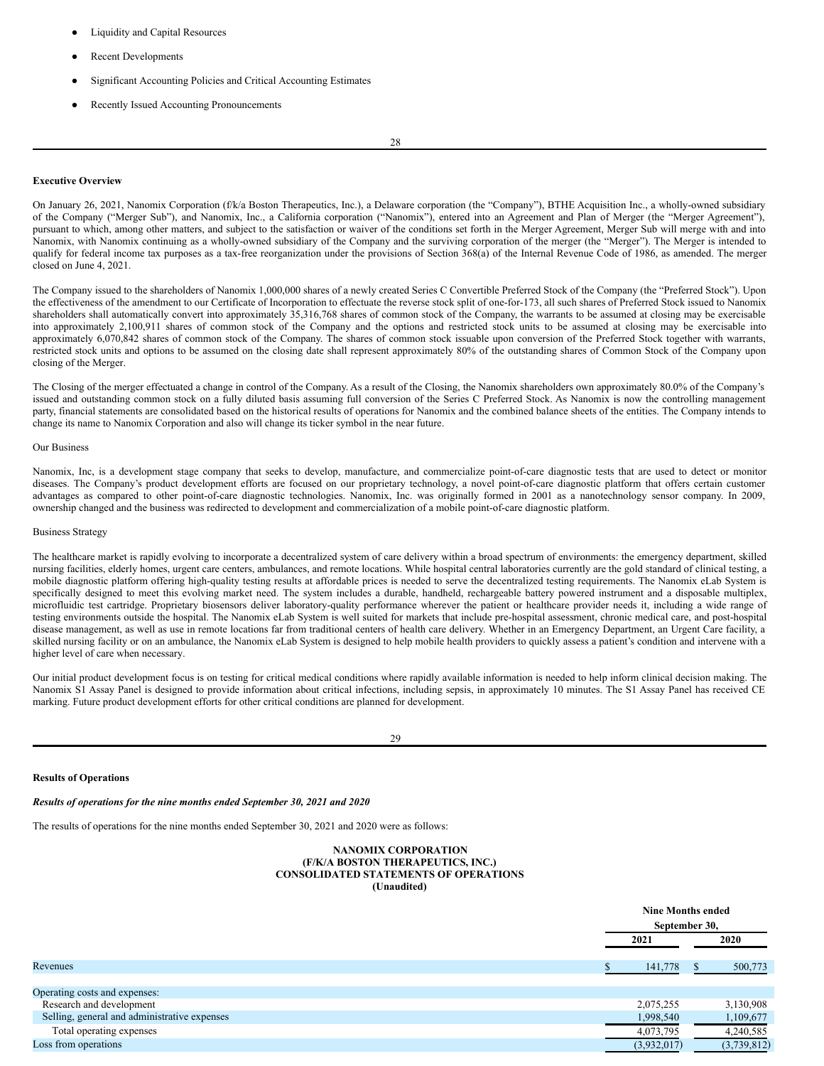- Liquidity and Capital Resources
- Recent Developments
- Significant Accounting Policies and Critical Accounting Estimates
- Recently Issued Accounting Pronouncements

**Executive Overview**

On January 26, 2021, Nanomix Corporation (f/k/a Boston Therapeutics, Inc.), a Delaware corporation (the "Company"), BTHE Acquisition Inc., a wholly-owned subsidiary of the Company ("Merger Sub"), and Nanomix, Inc., a California corporation ("Nanomix"), entered into an Agreement and Plan of Merger (the "Merger Agreement"), pursuant to which, among other matters, and subject to the satisfaction or waiver of the conditions set forth in the Merger Agreement, Merger Sub will merge with and into Nanomix, with Nanomix continuing as a wholly-owned subsidiary of the Company and the surviving corporation of the merger (the "Merger"). The Merger is intended to qualify for federal income tax purposes as a tax-free reorganization under the provisions of Section 368(a) of the Internal Revenue Code of 1986, as amended. The merger closed on June 4, 2021.

The Company issued to the shareholders of Nanomix 1,000,000 shares of a newly created Series C Convertible Preferred Stock of the Company (the "Preferred Stock"). Upon the effectiveness of the amendment to our Certificate of Incorporation to effectuate the reverse stock split of one-for-173, all such shares of Preferred Stock issued to Nanomix shareholders shall automatically convert into approximately 35,316,768 shares of common stock of the Company, the warrants to be assumed at closing may be exercisable into approximately 2,100,911 shares of common stock of the Company and the options and restricted stock units to be assumed at closing may be exercisable into approximately 6,070,842 shares of common stock of the Company. The shares of common stock issuable upon conversion of the Preferred Stock together with warrants, restricted stock units and options to be assumed on the closing date shall represent approximately 80% of the outstanding shares of Common Stock of the Company upon closing of the Merger.

The Closing of the merger effectuated a change in control of the Company. As a result of the Closing, the Nanomix shareholders own approximately 80.0% of the Company's issued and outstanding common stock on a fully diluted basis assuming full conversion of the Series C Preferred Stock. As Nanomix is now the controlling management party, financial statements are consolidated based on the historical results of operations for Nanomix and the combined balance sheets of the entities. The Company intends to change its name to Nanomix Corporation and also will change its ticker symbol in the near future.

Our Business

Nanomix, Inc, is a development stage company that seeks to develop, manufacture, and commercialize point-of-care diagnostic tests that are used to detect or monitor diseases. The Company's product development efforts are focused on our proprietary technology, a novel point-of-care diagnostic platform that offers certain customer advantages as compared to other point-of-care diagnostic technologies. Nanomix, Inc. was originally formed in 2001 as a nanotechnology sensor company. In 2009, ownership changed and the business was redirected to development and commercialization of a mobile point-of-care diagnostic platform.

Business Strategy

The healthcare market is rapidly evolving to incorporate a decentralized system of care delivery within a broad spectrum of environments: the emergency department, skilled nursing facilities, elderly homes, urgent care centers, ambulances, and remote locations. While hospital central laboratories currently are the gold standard of clinical testing, a mobile diagnostic platform offering high-quality testing results at affordable prices is needed to serve the decentralized testing requirements. The Nanomix eLab System is specifically designed to meet this evolving market need. The system includes a durable, handheld, rechargeable battery powered instrument and a disposable multiplex, microfluidic test cartridge. Proprietary biosensors deliver laboratory-quality performance wherever the patient or healthcare provider needs it, including a wide range of testing environments outside the hospital. The Nanomix eLab System is well suited for markets that include pre-hospital assessment, chronic medical care, and post-hospital disease management, as well as use in remote locations far from traditional centers of health care delivery. Whether in an Emergency Department, an Urgent Care facility, a skilled nursing facility or on an ambulance, the Nanomix eLab System is designed to help mobile health providers to quickly assess a patient's condition and intervene with a higher level of care when necessary.

Our initial product development focus is on testing for critical medical conditions where rapidly available information is needed to help inform clinical decision making. The Nanomix S1 Assay Panel is designed to provide information about critical infections, including sepsis, in approximately 10 minutes. The S1 Assay Panel has received CE marking. Future product development efforts for other critical conditions are planned for development.

**Results of Operations**

***Results of operations for the nine months ended September 30, 2021 and 2020***

The results of operations for the nine months ended September 30, 2021 and 2020 were as follows:

**NANOMIX CORPORATION**
**(F/K/A BOSTON THERAPEUTICS, INC.)**
**CONSOLIDATED STATEMENTS OF OPERATIONS**
**(Unaudited)**

| | Nine Months ended September 30, | |
|---|---|---|
| | 2021 | 2020 |
| Revenues | $ 141,778 | $ 500,773 |
| Operating costs and expenses: | | |
| Research and development | 2,075,255 | 3,130,908 |
| Selling, general and administrative expenses | 1,998,540 | 1,109,677 |
| Total operating expenses | 4,073,795 | 4,240,585 |
| Loss from operations | (3,932,017) | (3,739,812) |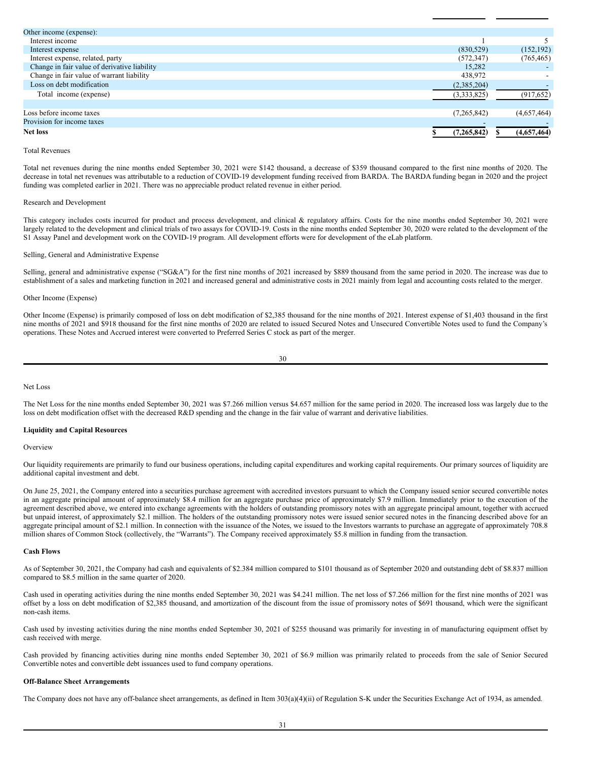| | | |
|---|---|---|
| Other income (expense): | | |
| Interest income | 1 | 5 |
| Interest expense | (830,529) | (152,192) |
| Interest expense, related, party | (572,347) | (765,465) |
| Change in fair value of derivative liability | 15,282 | - |
| Change in fair value of warrant liability | 438,972 | - |
| Loss on debt modification | (2,385,204) | - |
| Total income (expense) | (3,333,825) | (917,652) |
| | | |
| Loss before income taxes | (7,265,842) | (4,657,464) |
| Provision for income taxes | - | - |
| **Net loss** | **$ (7,265,842)** | **$ (4,657,464)** |

Total Revenues

Total net revenues during the nine months ended September 30, 2021 were $142 thousand, a decrease of $359 thousand compared to the first nine months of 2020. The decrease in total net revenues was attributable to a reduction of COVID-19 development funding received from BARDA. The BARDA funding began in 2020 and the project funding was completed earlier in 2021. There was no appreciable product related revenue in either period.

Research and Development

This category includes costs incurred for product and process development, and clinical & regulatory affairs. Costs for the nine months ended September 30, 2021 were largely related to the development and clinical trials of two assays for COVID-19. Costs in the nine months ended September 30, 2020 were related to the development of the S1 Assay Panel and development work on the COVID-19 program. All development efforts were for development of the eLab platform.

Selling, General and Administrative Expense

Selling, general and administrative expense ("SG&A") for the first nine months of 2021 increased by $889 thousand from the same period in 2020. The increase was due to establishment of a sales and marketing function in 2021 and increased general and administrative costs in 2021 mainly from legal and accounting costs related to the merger.

Other Income (Expense)

Other Income (Expense) is primarily composed of loss on debt modification of $2,385 thousand for the nine months of 2021. Interest expense of $1,403 thousand in the first nine months of 2021 and $918 thousand for the first nine months of 2020 are related to issued Secured Notes and Unsecured Convertible Notes used to fund the Company's operations. These Notes and Accrued interest were converted to Preferred Series C stock as part of the merger.

Net Loss

The Net Loss for the nine months ended September 30, 2021 was $7.266 million versus $4.657 million for the same period in 2020. The increased loss was largely due to the loss on debt modification offset with the decreased R&D spending and the change in the fair value of warrant and derivative liabilities.

**Liquidity and Capital Resources**

Overview

Our liquidity requirements are primarily to fund our business operations, including capital expenditures and working capital requirements. Our primary sources of liquidity are additional capital investment and debt.

On June 25, 2021, the Company entered into a securities purchase agreement with accredited investors pursuant to which the Company issued senior secured convertible notes in an aggregate principal amount of approximately $8.4 million for an aggregate purchase price of approximately $7.9 million. Immediately prior to the execution of the agreement described above, we entered into exchange agreements with the holders of outstanding promissory notes with an aggregate principal amount, together with accrued but unpaid interest, of approximately $2.1 million. The holders of the outstanding promissory notes were issued senior secured notes in the financing described above for an aggregate principal amount of $2.1 million. In connection with the issuance of the Notes, we issued to the Investors warrants to purchase an aggregate of approximately 708.8 million shares of Common Stock (collectively, the "Warrants"). The Company received approximately $5.8 million in funding from the transaction.

**Cash Flows**

As of September 30, 2021, the Company had cash and equivalents of $2.384 million compared to $101 thousand as of September 2020 and outstanding debt of $8.837 million compared to $8.5 million in the same quarter of 2020.

Cash used in operating activities during the nine months ended September 30, 2021 was $4.241 million. The net loss of $7.266 million for the first nine months of 2021 was offset by a loss on debt modification of $2,385 thousand, and amortization of the discount from the issue of promissory notes of $691 thousand, which were the significant non-cash items.

Cash used by investing activities during the nine months ended September 30, 2021 of $255 thousand was primarily for investing in of manufacturing equipment offset by cash received with merge.

Cash provided by financing activities during nine months ended September 30, 2021 of $6.9 million was primarily related to proceeds from the sale of Senior Secured Convertible notes and convertible debt issuances used to fund company operations.

**Off-Balance Sheet Arrangements**

The Company does not have any off-balance sheet arrangements, as defined in Item 303(a)(4)(ii) of Regulation S-K under the Securities Exchange Act of 1934, as amended.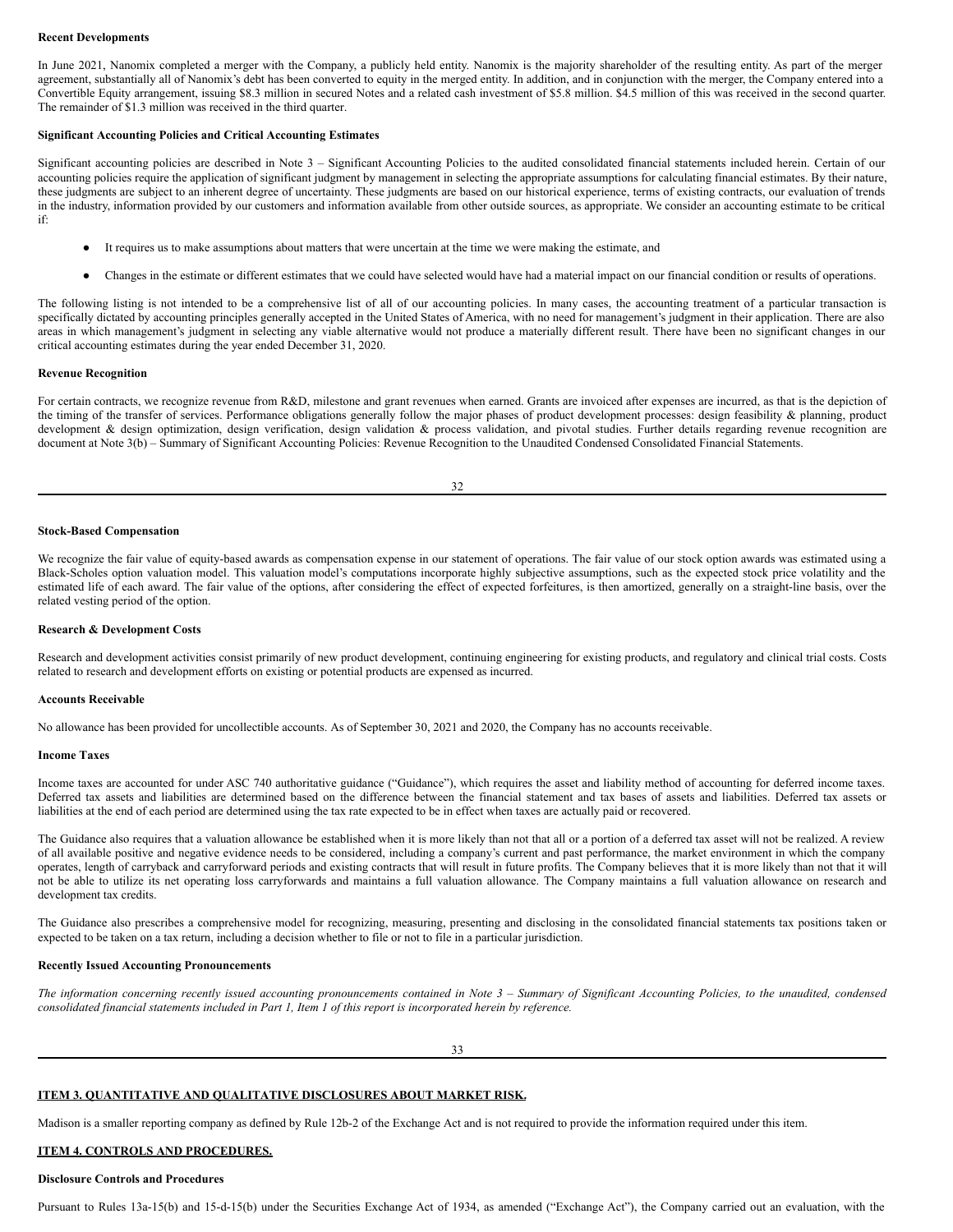**Recent Developments**

In June 2021, Nanomix completed a merger with the Company, a publicly held entity. Nanomix is the majority shareholder of the resulting entity. As part of the merger agreement, substantially all of Nanomix's debt has been converted to equity in the merged entity. In addition, and in conjunction with the merger, the Company entered into a Convertible Equity arrangement, issuing $8.3 million in secured Notes and a related cash investment of $5.8 million. $4.5 million of this was received in the second quarter. The remainder of $1.3 million was received in the third quarter.

**Significant Accounting Policies and Critical Accounting Estimates**

Significant accounting policies are described in Note 3 – Significant Accounting Policies to the audited consolidated financial statements included herein. Certain of our accounting policies require the application of significant judgment by management in selecting the appropriate assumptions for calculating financial estimates. By their nature, these judgments are subject to an inherent degree of uncertainty. These judgments are based on our historical experience, terms of existing contracts, our evaluation of trends in the industry, information provided by our customers and information available from other outside sources, as appropriate. We consider an accounting estimate to be critical if:

- It requires us to make assumptions about matters that were uncertain at the time we were making the estimate, and
- Changes in the estimate or different estimates that we could have selected would have had a material impact on our financial condition or results of operations.

The following listing is not intended to be a comprehensive list of all of our accounting policies. In many cases, the accounting treatment of a particular transaction is specifically dictated by accounting principles generally accepted in the United States of America, with no need for management's judgment in their application. There are also areas in which management's judgment in selecting any viable alternative would not produce a materially different result. There have been no significant changes in our critical accounting estimates during the year ended December 31, 2020.

**Revenue Recognition**

For certain contracts, we recognize revenue from R&D, milestone and grant revenues when earned. Grants are invoiced after expenses are incurred, as that is the depiction of the timing of the transfer of services. Performance obligations generally follow the major phases of product development processes: design feasibility & planning, product development & design optimization, design verification, design validation & process validation, and pivotal studies. Further details regarding revenue recognition are document at Note 3(b) – Summary of Significant Accounting Policies: Revenue Recognition to the Unaudited Condensed Consolidated Financial Statements.

**Stock-Based Compensation**

We recognize the fair value of equity-based awards as compensation expense in our statement of operations. The fair value of our stock option awards was estimated using a Black-Scholes option valuation model. This valuation model's computations incorporate highly subjective assumptions, such as the expected stock price volatility and the estimated life of each award. The fair value of the options, after considering the effect of expected forfeitures, is then amortized, generally on a straight-line basis, over the related vesting period of the option.

**Research & Development Costs**

Research and development activities consist primarily of new product development, continuing engineering for existing products, and regulatory and clinical trial costs. Costs related to research and development efforts on existing or potential products are expensed as incurred.

**Accounts Receivable**

No allowance has been provided for uncollectible accounts. As of September 30, 2021 and 2020, the Company has no accounts receivable.

**Income Taxes**

Income taxes are accounted for under ASC 740 authoritative guidance ("Guidance"), which requires the asset and liability method of accounting for deferred income taxes. Deferred tax assets and liabilities are determined based on the difference between the financial statement and tax bases of assets and liabilities. Deferred tax assets or liabilities at the end of each period are determined using the tax rate expected to be in effect when taxes are actually paid or recovered.

The Guidance also requires that a valuation allowance be established when it is more likely than not that all or a portion of a deferred tax asset will not be realized. A review of all available positive and negative evidence needs to be considered, including a company's current and past performance, the market environment in which the company operates, length of carryback and carryforward periods and existing contracts that will result in future profits. The Company believes that it is more likely than not that it will not be able to utilize its net operating loss carryforwards and maintains a full valuation allowance. The Company maintains a full valuation allowance on research and development tax credits.

The Guidance also prescribes a comprehensive model for recognizing, measuring, presenting and disclosing in the consolidated financial statements tax positions taken or expected to be taken on a tax return, including a decision whether to file or not to file in a particular jurisdiction.

**Recently Issued Accounting Pronouncements**

*The information concerning recently issued accounting pronouncements contained in Note 3 – Summary of Significant Accounting Policies, to the unaudited, condensed consolidated financial statements included in Part 1, Item 1 of this report is incorporated herein by reference.*

## ITEM 3. QUANTITATIVE AND QUALITATIVE DISCLOSURES ABOUT MARKET RISK.

Madison is a smaller reporting company as defined by Rule 12b-2 of the Exchange Act and is not required to provide the information required under this item.

## ITEM 4. CONTROLS AND PROCEDURES.

**Disclosure Controls and Procedures**

Pursuant to Rules 13a-15(b) and 15-d-15(b) under the Securities Exchange Act of 1934, as amended ("Exchange Act"), the Company carried out an evaluation, with the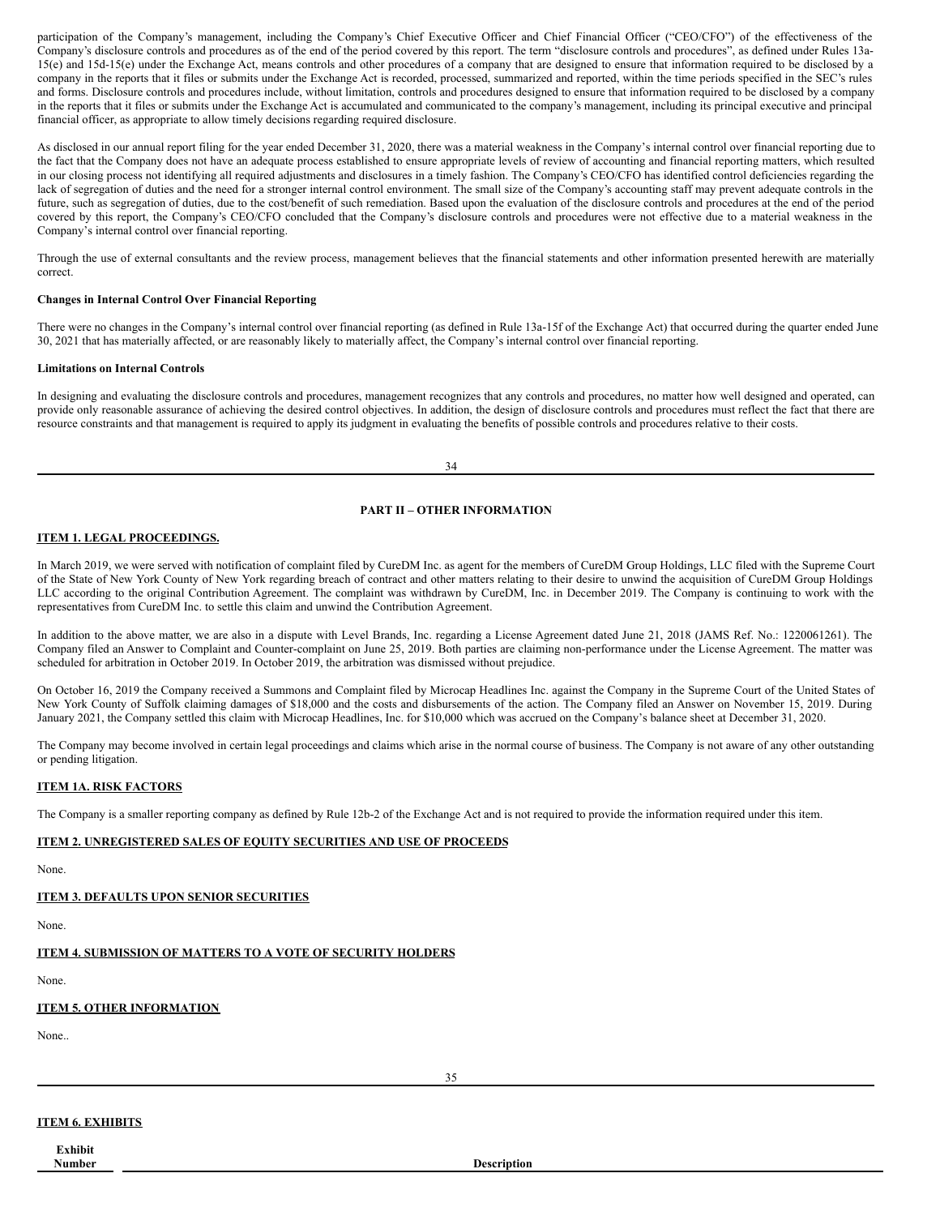participation of the Company's management, including the Company's Chief Executive Officer and Chief Financial Officer ("CEO/CFO") of the effectiveness of the Company's disclosure controls and procedures as of the end of the period covered by this report. The term "disclosure controls and procedures", as defined under Rules 13a-15(e) and 15d-15(e) under the Exchange Act, means controls and other procedures of a company that are designed to ensure that information required to be disclosed by a company in the reports that it files or submits under the Exchange Act is recorded, processed, summarized and reported, within the time periods specified in the SEC's rules and forms. Disclosure controls and procedures include, without limitation, controls and procedures designed to ensure that information required to be disclosed by a company in the reports that it files or submits under the Exchange Act is accumulated and communicated to the company's management, including its principal executive and principal financial officer, as appropriate to allow timely decisions regarding required disclosure.

As disclosed in our annual report filing for the year ended December 31, 2020, there was a material weakness in the Company's internal control over financial reporting due to the fact that the Company does not have an adequate process established to ensure appropriate levels of review of accounting and financial reporting matters, which resulted in our closing process not identifying all required adjustments and disclosures in a timely fashion. The Company's CEO/CFO has identified control deficiencies regarding the lack of segregation of duties and the need for a stronger internal control environment. The small size of the Company's accounting staff may prevent adequate controls in the future, such as segregation of duties, due to the cost/benefit of such remediation. Based upon the evaluation of the disclosure controls and procedures at the end of the period covered by this report, the Company's CEO/CFO concluded that the Company's disclosure controls and procedures were not effective due to a material weakness in the Company's internal control over financial reporting.

Through the use of external consultants and the review process, management believes that the financial statements and other information presented herewith are materially correct.

**Changes in Internal Control Over Financial Reporting**

There were no changes in the Company's internal control over financial reporting (as defined in Rule 13a-15f of the Exchange Act) that occurred during the quarter ended June 30, 2021 that has materially affected, or are reasonably likely to materially affect, the Company's internal control over financial reporting.

**Limitations on Internal Controls**

In designing and evaluating the disclosure controls and procedures, management recognizes that any controls and procedures, no matter how well designed and operated, can provide only reasonable assurance of achieving the desired control objectives. In addition, the design of disclosure controls and procedures must reflect the fact that there are resource constraints and that management is required to apply its judgment in evaluating the benefits of possible controls and procedures relative to their costs.

## PART II – OTHER INFORMATION

### ITEM 1. LEGAL PROCEEDINGS.

In March 2019, we were served with notification of complaint filed by CureDM Inc. as agent for the members of CureDM Group Holdings, LLC filed with the Supreme Court of the State of New York County of New York regarding breach of contract and other matters relating to their desire to unwind the acquisition of CureDM Group Holdings LLC according to the original Contribution Agreement. The complaint was withdrawn by CureDM, Inc. in December 2019. The Company is continuing to work with the representatives from CureDM Inc. to settle this claim and unwind the Contribution Agreement.

In addition to the above matter, we are also in a dispute with Level Brands, Inc. regarding a License Agreement dated June 21, 2018 (JAMS Ref. No.: 1220061261). The Company filed an Answer to Complaint and Counter-complaint on June 25, 2019. Both parties are claiming non-performance under the License Agreement. The matter was scheduled for arbitration in October 2019. In October 2019, the arbitration was dismissed without prejudice.

On October 16, 2019 the Company received a Summons and Complaint filed by Microcap Headlines Inc. against the Company in the Supreme Court of the United States of New York County of Suffolk claiming damages of $18,000 and the costs and disbursements of the action. The Company filed an Answer on November 15, 2019. During January 2021, the Company settled this claim with Microcap Headlines, Inc. for $10,000 which was accrued on the Company's balance sheet at December 31, 2020.

The Company may become involved in certain legal proceedings and claims which arise in the normal course of business. The Company is not aware of any other outstanding or pending litigation.

### ITEM 1A. RISK FACTORS

The Company is a smaller reporting company as defined by Rule 12b-2 of the Exchange Act and is not required to provide the information required under this item.

### ITEM 2. UNREGISTERED SALES OF EQUITY SECURITIES AND USE OF PROCEEDS

None.

### ITEM 3. DEFAULTS UPON SENIOR SECURITIES

None.

### ITEM 4. SUBMISSION OF MATTERS TO A VOTE OF SECURITY HOLDERS

None.

### ITEM 5. OTHER INFORMATION

None..

### ITEM 6. EXHIBITS

| Exhibit Number | Description |
| --- | --- |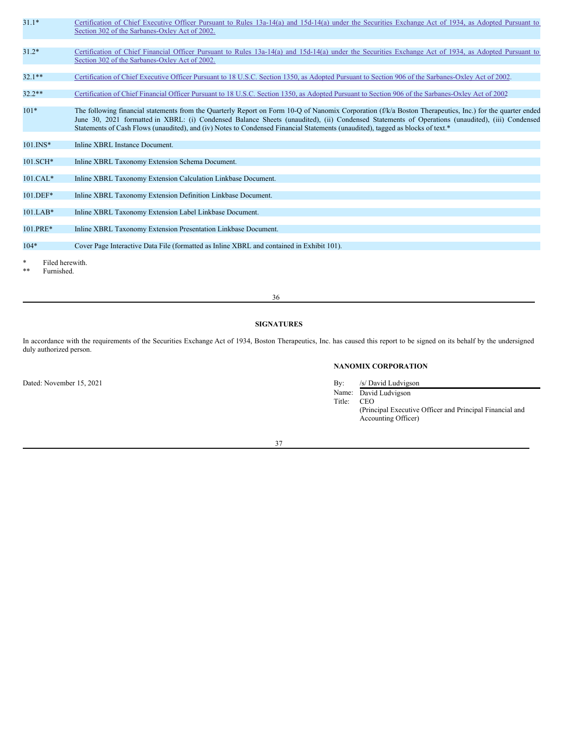| | |
|---|---|
| 31.1* | Certification of Chief Executive Officer Pursuant to Rules 13a-14(a) and 15d-14(a) under the Securities Exchange Act of 1934, as Adopted Pursuant to Section 302 of the Sarbanes-Oxley Act of 2002. |
| 31.2* | Certification of Chief Financial Officer Pursuant to Rules 13a-14(a) and 15d-14(a) under the Securities Exchange Act of 1934, as Adopted Pursuant to Section 302 of the Sarbanes-Oxley Act of 2002. |
| 32.1** | Certification of Chief Executive Officer Pursuant to 18 U.S.C. Section 1350, as Adopted Pursuant to Section 906 of the Sarbanes-Oxley Act of 2002. |
| 32.2** | Certification of Chief Financial Officer Pursuant to 18 U.S.C. Section 1350, as Adopted Pursuant to Section 906 of the Sarbanes-Oxley Act of 2002 |
| 101* | The following financial statements from the Quarterly Report on Form 10-Q of Nanomix Corporation (f/k/a Boston Therapeutics, Inc.) for the quarter ended June 30, 2021 formatted in XBRL: (i) Condensed Balance Sheets (unaudited), (ii) Condensed Statements of Operations (unaudited), (iii) Condensed Statements of Cash Flows (unaudited), and (iv) Notes to Condensed Financial Statements (unaudited), tagged as blocks of text.* |
| 101.INS* | Inline XBRL Instance Document. |
| 101.SCH* | Inline XBRL Taxonomy Extension Schema Document. |
| 101.CAL* | Inline XBRL Taxonomy Extension Calculation Linkbase Document. |
| 101.DEF* | Inline XBRL Taxonomy Extension Definition Linkbase Document. |
| 101.LAB* | Inline XBRL Taxonomy Extension Label Linkbase Document. |
| 101.PRE* | Inline XBRL Taxonomy Extension Presentation Linkbase Document. |
| 104* | Cover Page Interactive Data File (formatted as Inline XBRL and contained in Exhibit 101). |

\* Filed herewith.
\*\* Furnished.

**SIGNATURES**

In accordance with the requirements of the Securities Exchange Act of 1934, Boston Therapeutics, Inc. has caused this report to be signed on its behalf by the undersigned duly authorized person.

**NANOMIX CORPORATION**

Dated: November 15, 2021

By: /s/ David Ludvigson
Name: David Ludvigson
Title: CEO
(Principal Executive Officer and Principal Financial and Accounting Officer)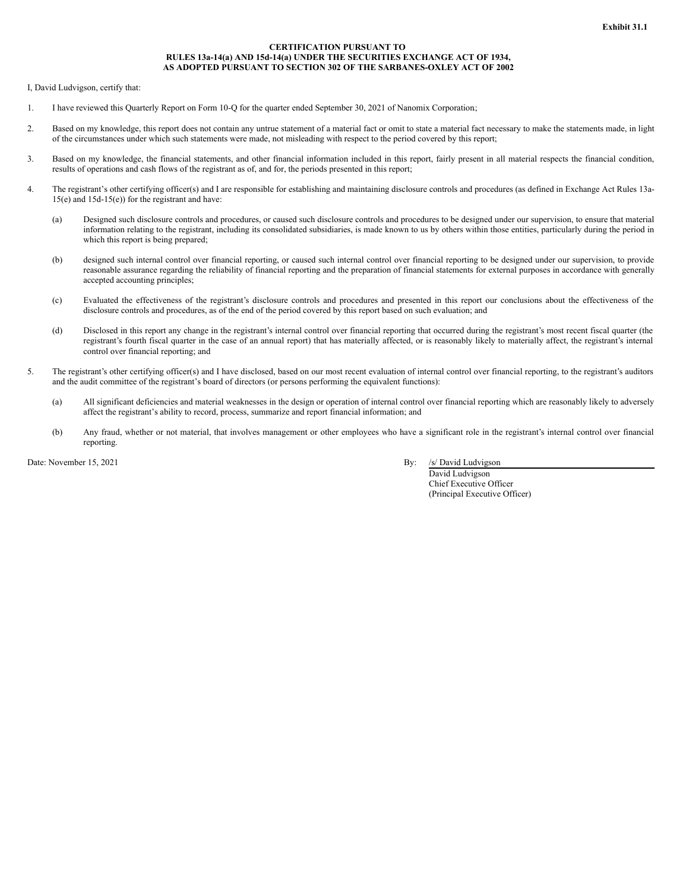**Exhibit 31.1**

**CERTIFICATION PURSUANT TO**
**RULES 13a-14(a) AND 15d-14(a) UNDER THE SECURITIES EXCHANGE ACT OF 1934,**
**AS ADOPTED PURSUANT TO SECTION 302 OF THE SARBANES-OXLEY ACT OF 2002**

I, David Ludvigson, certify that:

1. I have reviewed this Quarterly Report on Form 10-Q for the quarter ended September 30, 2021 of Nanomix Corporation;

2. Based on my knowledge, this report does not contain any untrue statement of a material fact or omit to state a material fact necessary to make the statements made, in light of the circumstances under which such statements were made, not misleading with respect to the period covered by this report;

3. Based on my knowledge, the financial statements, and other financial information included in this report, fairly present in all material respects the financial condition, results of operations and cash flows of the registrant as of, and for, the periods presented in this report;

4. The registrant's other certifying officer(s) and I are responsible for establishing and maintaining disclosure controls and procedures (as defined in Exchange Act Rules 13a-15(e) and 15d-15(e)) for the registrant and have:

   (a) Designed such disclosure controls and procedures, or caused such disclosure controls and procedures to be designed under our supervision, to ensure that material information relating to the registrant, including its consolidated subsidiaries, is made known to us by others within those entities, particularly during the period in which this report is being prepared;

   (b) designed such internal control over financial reporting, or caused such internal control over financial reporting to be designed under our supervision, to provide reasonable assurance regarding the reliability of financial reporting and the preparation of financial statements for external purposes in accordance with generally accepted accounting principles;

   (c) Evaluated the effectiveness of the registrant's disclosure controls and procedures and presented in this report our conclusions about the effectiveness of the disclosure controls and procedures, as of the end of the period covered by this report based on such evaluation; and

   (d) Disclosed in this report any change in the registrant's internal control over financial reporting that occurred during the registrant's most recent fiscal quarter (the registrant's fourth fiscal quarter in the case of an annual report) that has materially affected, or is reasonably likely to materially affect, the registrant's internal control over financial reporting; and

5. The registrant's other certifying officer(s) and I have disclosed, based on our most recent evaluation of internal control over financial reporting, to the registrant's auditors and the audit committee of the registrant's board of directors (or persons performing the equivalent functions):

   (a) All significant deficiencies and material weaknesses in the design or operation of internal control over financial reporting which are reasonably likely to adversely affect the registrant's ability to record, process, summarize and report financial information; and

   (b) Any fraud, whether or not material, that involves management or other employees who have a significant role in the registrant's internal control over financial reporting.

Date: November 15, 2021

By: /s/ David Ludvigson
David Ludvigson
Chief Executive Officer
(Principal Executive Officer)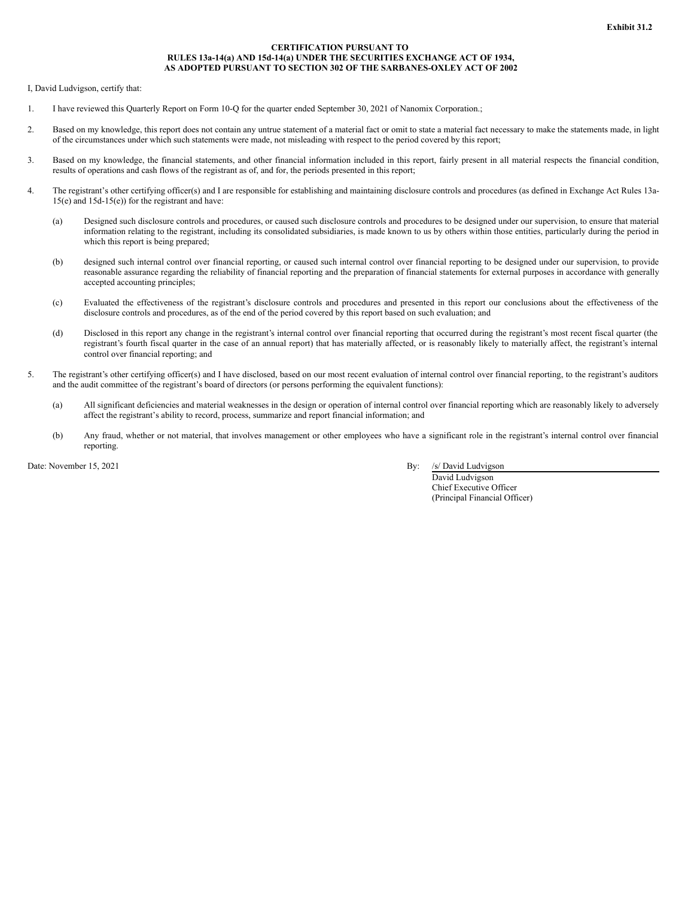**Exhibit 31.2**

**CERTIFICATION PURSUANT TO**
**RULES 13a-14(a) AND 15d-14(a) UNDER THE SECURITIES EXCHANGE ACT OF 1934,**
**AS ADOPTED PURSUANT TO SECTION 302 OF THE SARBANES-OXLEY ACT OF 2002**

I, David Ludvigson, certify that:

1. I have reviewed this Quarterly Report on Form 10-Q for the quarter ended September 30, 2021 of Nanomix Corporation.;

2. Based on my knowledge, this report does not contain any untrue statement of a material fact or omit to state a material fact necessary to make the statements made, in light of the circumstances under which such statements were made, not misleading with respect to the period covered by this report;

3. Based on my knowledge, the financial statements, and other financial information included in this report, fairly present in all material respects the financial condition, results of operations and cash flows of the registrant as of, and for, the periods presented in this report;

4. The registrant's other certifying officer(s) and I are responsible for establishing and maintaining disclosure controls and procedures (as defined in Exchange Act Rules 13a-15(e) and 15d-15(e)) for the registrant and have:

   (a) Designed such disclosure controls and procedures, or caused such disclosure controls and procedures to be designed under our supervision, to ensure that material information relating to the registrant, including its consolidated subsidiaries, is made known to us by others within those entities, particularly during the period in which this report is being prepared;

   (b) designed such internal control over financial reporting, or caused such internal control over financial reporting to be designed under our supervision, to provide reasonable assurance regarding the reliability of financial reporting and the preparation of financial statements for external purposes in accordance with generally accepted accounting principles;

   (c) Evaluated the effectiveness of the registrant's disclosure controls and procedures and presented in this report our conclusions about the effectiveness of the disclosure controls and procedures, as of the end of the period covered by this report based on such evaluation; and

   (d) Disclosed in this report any change in the registrant's internal control over financial reporting that occurred during the registrant's most recent fiscal quarter (the registrant's fourth fiscal quarter in the case of an annual report) that has materially affected, or is reasonably likely to materially affect, the registrant's internal control over financial reporting; and

5. The registrant's other certifying officer(s) and I have disclosed, based on our most recent evaluation of internal control over financial reporting, to the registrant's auditors and the audit committee of the registrant's board of directors (or persons performing the equivalent functions):

   (a) All significant deficiencies and material weaknesses in the design or operation of internal control over financial reporting which are reasonably likely to adversely affect the registrant's ability to record, process, summarize and report financial information; and

   (b) Any fraud, whether or not material, that involves management or other employees who have a significant role in the registrant's internal control over financial reporting.

Date: November 15, 2021

By: /s/ David Ludvigson
David Ludvigson
Chief Executive Officer
(Principal Financial Officer)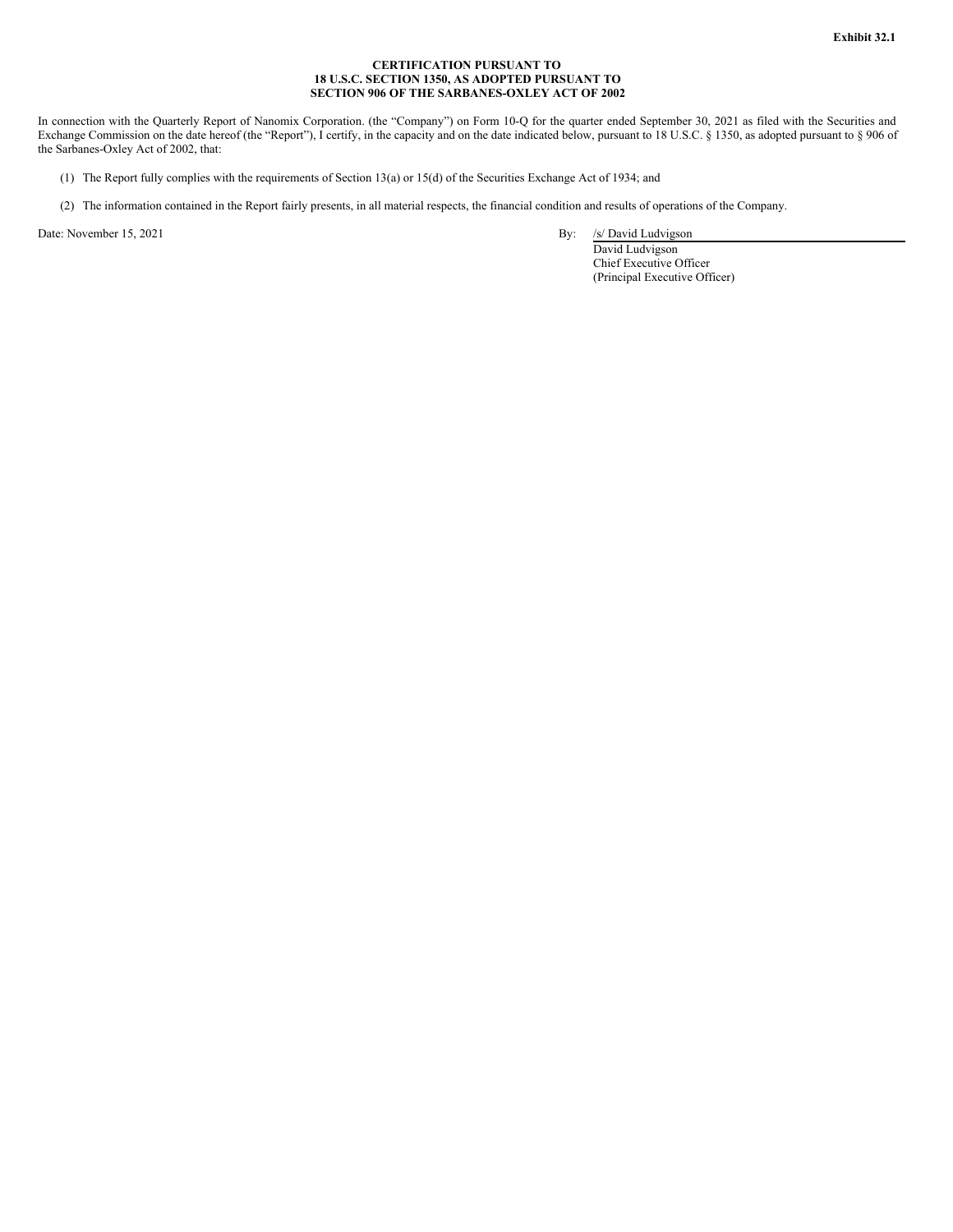**Exhibit 32.1**

**CERTIFICATION PURSUANT TO**
**18 U.S.C. SECTION 1350, AS ADOPTED PURSUANT TO**
**SECTION 906 OF THE SARBANES-OXLEY ACT OF 2002**

In connection with the Quarterly Report of Nanomix Corporation. (the "Company") on Form 10-Q for the quarter ended September 30, 2021 as filed with the Securities and Exchange Commission on the date hereof (the "Report"), I certify, in the capacity and on the date indicated below, pursuant to 18 U.S.C. § 1350, as adopted pursuant to § 906 of the Sarbanes-Oxley Act of 2002, that:

(1) The Report fully complies with the requirements of Section 13(a) or 15(d) of the Securities Exchange Act of 1934; and

(2) The information contained in the Report fairly presents, in all material respects, the financial condition and results of operations of the Company.

Date: November 15, 2021

By: /s/ David Ludvigson
David Ludvigson
Chief Executive Officer
(Principal Executive Officer)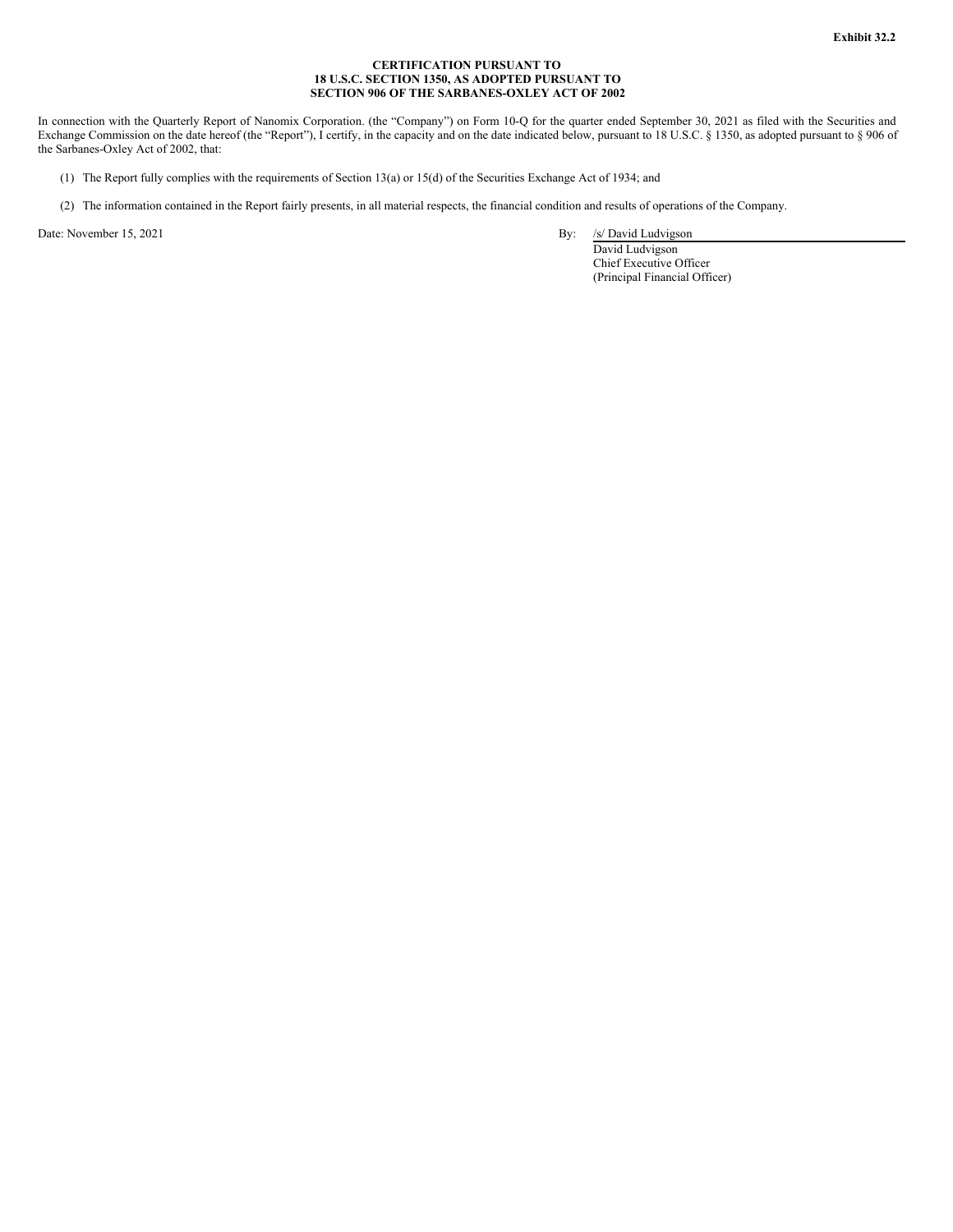**Exhibit 32.2**

**CERTIFICATION PURSUANT TO**
**18 U.S.C. SECTION 1350, AS ADOPTED PURSUANT TO**
**SECTION 906 OF THE SARBANES-OXLEY ACT OF 2002**

In connection with the Quarterly Report of Nanomix Corporation. (the "Company") on Form 10-Q for the quarter ended September 30, 2021 as filed with the Securities and Exchange Commission on the date hereof (the "Report"), I certify, in the capacity and on the date indicated below, pursuant to 18 U.S.C. § 1350, as adopted pursuant to § 906 of the Sarbanes-Oxley Act of 2002, that:

(1) The Report fully complies with the requirements of Section 13(a) or 15(d) of the Securities Exchange Act of 1934; and

(2) The information contained in the Report fairly presents, in all material respects, the financial condition and results of operations of the Company.

Date: November 15, 2021

By: /s/ David Ludvigson
David Ludvigson
Chief Executive Officer
(Principal Financial Officer)